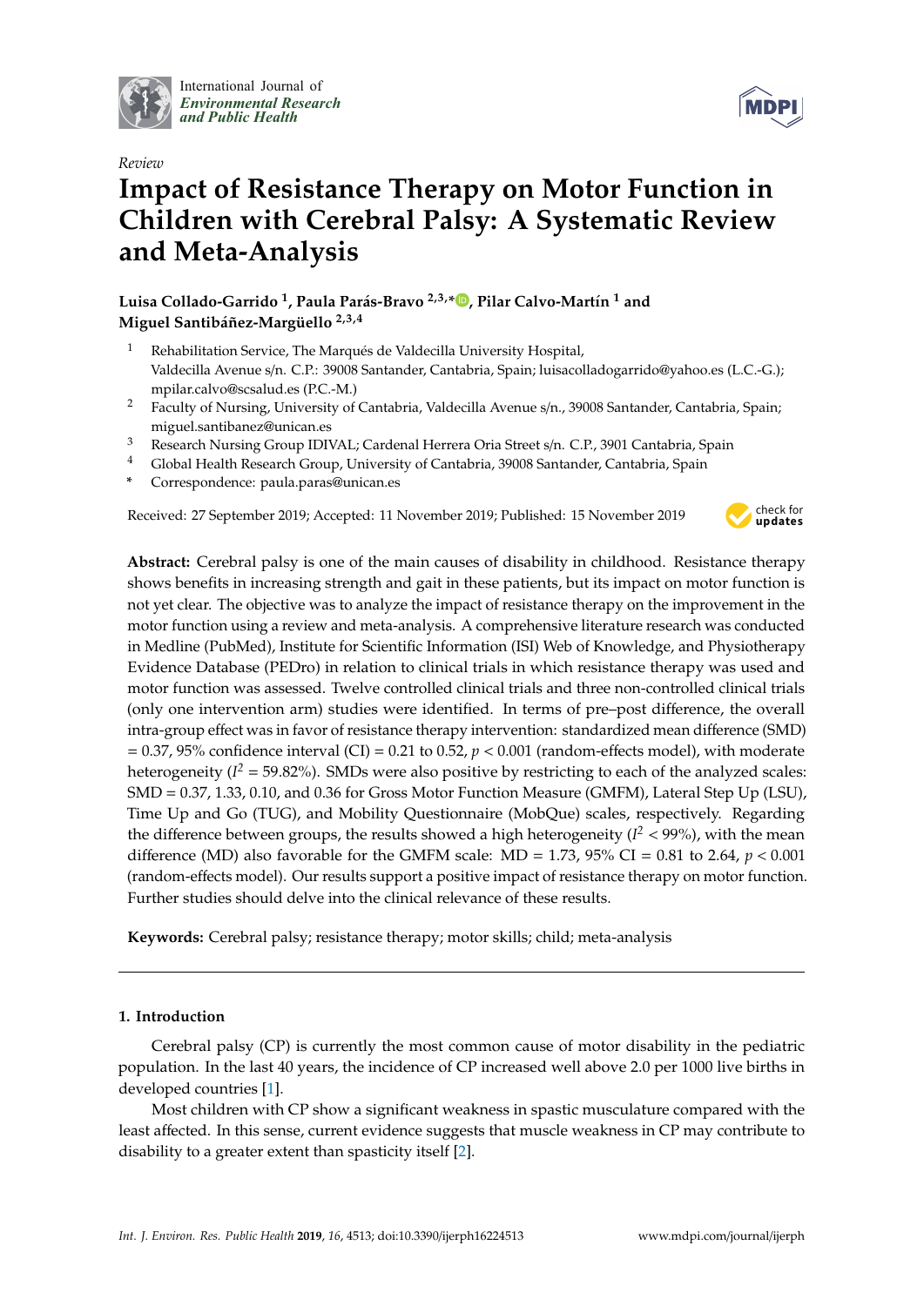*Review*

# Impact of Resistance Therapy on Motor Function in Children with Cerebral Palsy: A Systematic Review and Meta-Analysis

**Luisa Collado-Garrido [1], Paula Parás-Bravo [2,3,*], Pilar Calvo-Martín [1] and Miguel Santibáñez-Margüello [2,3,4]**

1 Rehabilitation Service, The Marqués de Valdecilla University Hospital, Valdecilla Avenue s/n. C.P.: 39008 Santander, Cantabria, Spain; luisacolladogarrido@yahoo.es (L.C.-G.); mpilar.calvo@scsalud.es (P.C.-M.)
2 Faculty of Nursing, University of Cantabria, Valdecilla Avenue s/n., 39008 Santander, Cantabria, Spain; miguel.santibanez@unican.es
3 Research Nursing Group IDIVAL; Cardenal Herrera Oria Street s/n. C.P., 3901 Cantabria, Spain
4 Global Health Research Group, University of Cantabria, 39008 Santander, Cantabria, Spain
* Correspondence: paula.paras@unican.es

Received: 27 September 2019; Accepted: 11 November 2019; Published: 15 November 2019

**Abstract:** Cerebral palsy is one of the main causes of disability in childhood. Resistance therapy shows benefits in increasing strength and gait in these patients, but its impact on motor function is not yet clear. The objective was to analyze the impact of resistance therapy on the improvement in the motor function using a review and meta-analysis. A comprehensive literature research was conducted in Medline (PubMed), Institute for Scientific Information (ISI) Web of Knowledge, and Physiotherapy Evidence Database (PEDro) in relation to clinical trials in which resistance therapy was used and motor function was assessed. Twelve controlled clinical trials and three non-controlled clinical trials (only one intervention arm) studies were identified. In terms of pre–post difference, the overall intra-group effect was in favor of resistance therapy intervention: standardized mean difference (SMD) = 0.37, 95% confidence interval (CI) = 0.21 to 0.52, $p < 0.001$ (random-effects model), with moderate heterogeneity ($I^2 = 59.82\%$). SMDs were also positive by restricting to each of the analyzed scales: SMD = 0.37, 1.33, 0.10, and 0.36 for Gross Motor Function Measure (GMFM), Lateral Step Up (LSU), Time Up and Go (TUG), and Mobility Questionnaire (MobQue) scales, respectively. Regarding the difference between groups, the results showed a high heterogeneity ($I^2 < 99\%$), with the mean difference (MD) also favorable for the GMFM scale: MD = 1.73, 95% CI = 0.81 to 2.64, $p < 0.001$ (random-effects model). Our results support a positive impact of resistance therapy on motor function. Further studies should delve into the clinical relevance of these results.

**Keywords:** Cerebral palsy; resistance therapy; motor skills; child; meta-analysis

## 1. Introduction

Cerebral palsy (CP) is currently the most common cause of motor disability in the pediatric population. In the last 40 years, the incidence of CP increased well above 2.0 per 1000 live births in developed countries [1].

Most children with CP show a significant weakness in spastic musculature compared with the least affected. In this sense, current evidence suggests that muscle weakness in CP may contribute to disability to a greater extent than spasticity itself [2].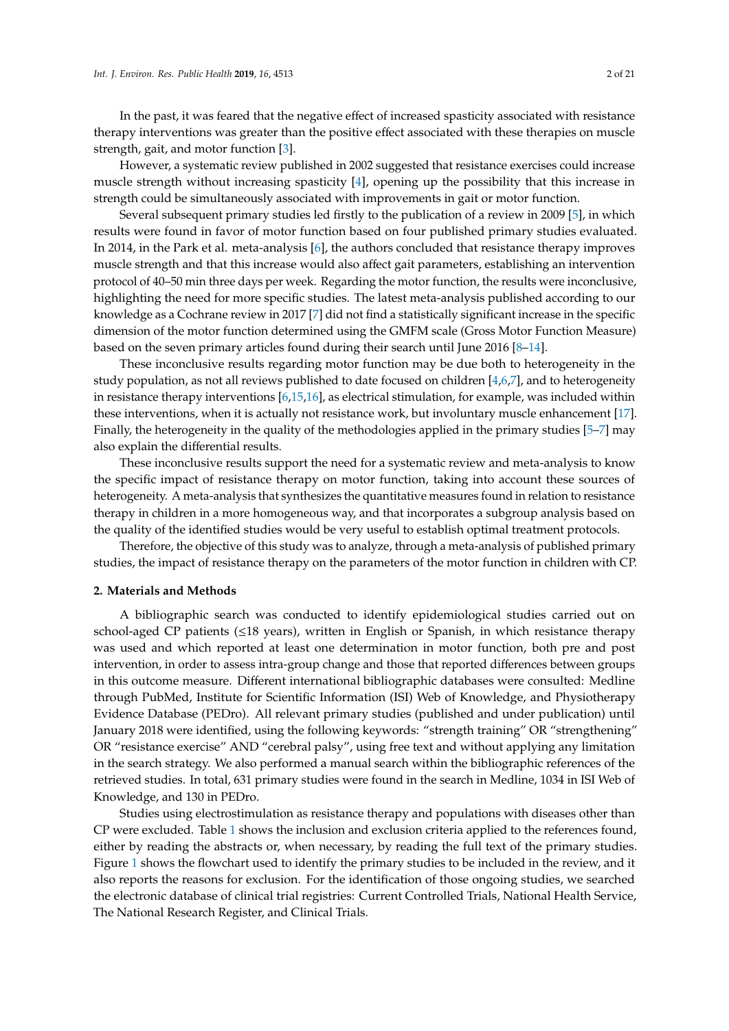In the past, it was feared that the negative effect of increased spasticity associated with resistance therapy interventions was greater than the positive effect associated with these therapies on muscle strength, gait, and motor function [3].

However, a systematic review published in 2002 suggested that resistance exercises could increase muscle strength without increasing spasticity [4], opening up the possibility that this increase in strength could be simultaneously associated with improvements in gait or motor function.

Several subsequent primary studies led firstly to the publication of a review in 2009 [5], in which results were found in favor of motor function based on four published primary studies evaluated. In 2014, in the Park et al. meta-analysis [6], the authors concluded that resistance therapy improves muscle strength and that this increase would also affect gait parameters, establishing an intervention protocol of 40–50 min three days per week. Regarding the motor function, the results were inconclusive, highlighting the need for more specific studies. The latest meta-analysis published according to our knowledge as a Cochrane review in 2017 [7] did not find a statistically significant increase in the specific dimension of the motor function determined using the GMFM scale (Gross Motor Function Measure) based on the seven primary articles found during their search until June 2016 [8–14].

These inconclusive results regarding motor function may be due both to heterogeneity in the study population, as not all reviews published to date focused on children [4,6,7], and to heterogeneity in resistance therapy interventions [6,15,16], as electrical stimulation, for example, was included within these interventions, when it is actually not resistance work, but involuntary muscle enhancement [17]. Finally, the heterogeneity in the quality of the methodologies applied in the primary studies [5–7] may also explain the differential results.

These inconclusive results support the need for a systematic review and meta-analysis to know the specific impact of resistance therapy on motor function, taking into account these sources of heterogeneity. A meta-analysis that synthesizes the quantitative measures found in relation to resistance therapy in children in a more homogeneous way, and that incorporates a subgroup analysis based on the quality of the identified studies would be very useful to establish optimal treatment protocols.

Therefore, the objective of this study was to analyze, through a meta-analysis of published primary studies, the impact of resistance therapy on the parameters of the motor function in children with CP.

## 2. Materials and Methods

A bibliographic search was conducted to identify epidemiological studies carried out on school-aged CP patients (≤18 years), written in English or Spanish, in which resistance therapy was used and which reported at least one determination in motor function, both pre and post intervention, in order to assess intra-group change and those that reported differences between groups in this outcome measure. Different international bibliographic databases were consulted: Medline through PubMed, Institute for Scientific Information (ISI) Web of Knowledge, and Physiotherapy Evidence Database (PEDro). All relevant primary studies (published and under publication) until January 2018 were identified, using the following keywords: "strength training" OR "strengthening" OR "resistance exercise" AND "cerebral palsy", using free text and without applying any limitation in the search strategy. We also performed a manual search within the bibliographic references of the retrieved studies. In total, 631 primary studies were found in the search in Medline, 1034 in ISI Web of Knowledge, and 130 in PEDro.

Studies using electrostimulation as resistance therapy and populations with diseases other than CP were excluded. Table 1 shows the inclusion and exclusion criteria applied to the references found, either by reading the abstracts or, when necessary, by reading the full text of the primary studies. Figure 1 shows the flowchart used to identify the primary studies to be included in the review, and it also reports the reasons for exclusion. For the identification of those ongoing studies, we searched the electronic database of clinical trial registries: Current Controlled Trials, National Health Service, The National Research Register, and Clinical Trials.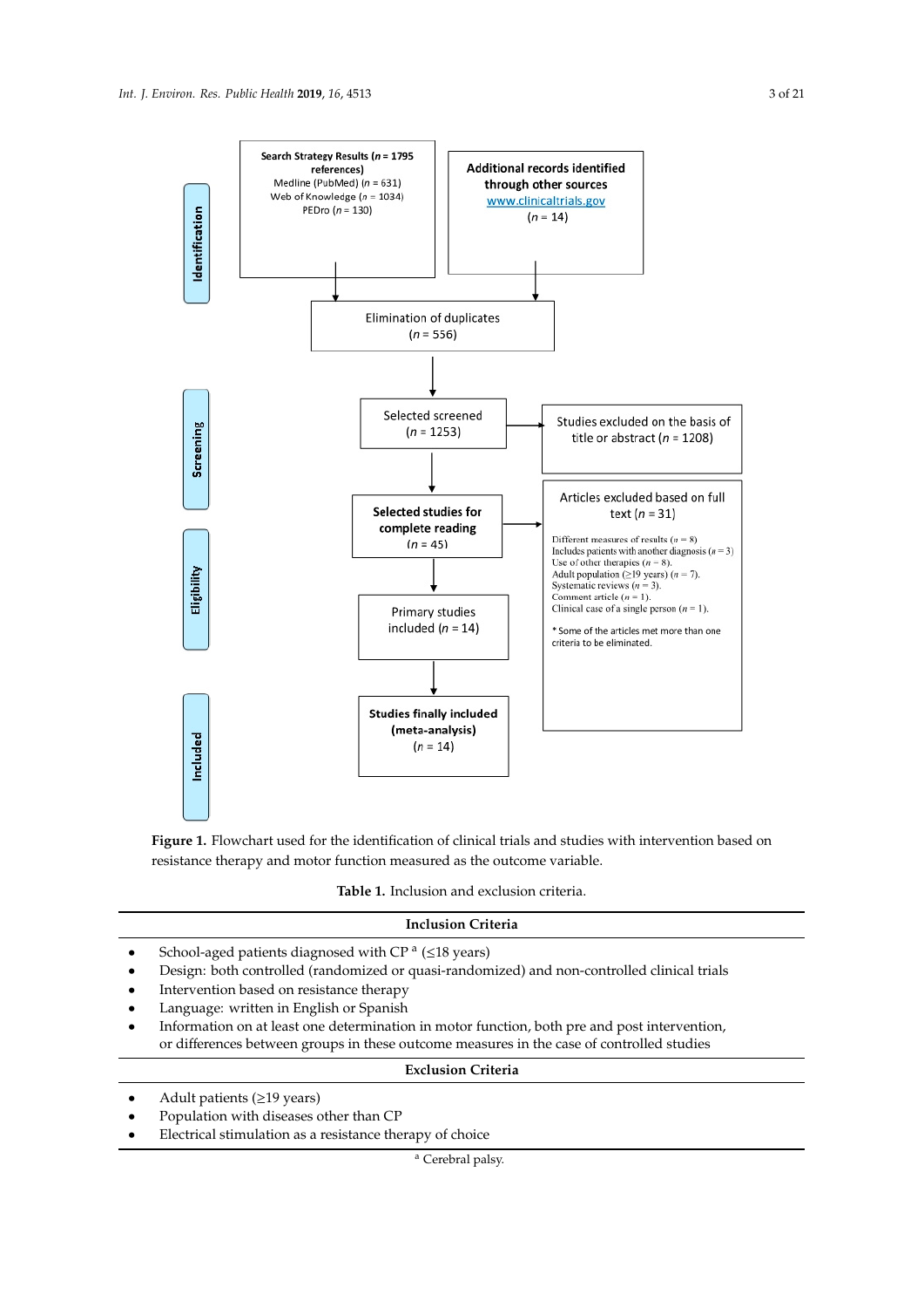Identification

Search Strategy Results (n = 1795 references)
Medline (PubMed) (n = 631)
Web of Knowledge (n = 1034)
PEDro (n = 130)

Additional records identified through other sources
www.clinicaltrials.gov
(n = 14)

Elimination of duplicates
(n = 556)

Screening

Selected screened
(n = 1253)

Studies excluded on the basis of title or abstract (n = 1208)

Eligibility

Selected studies for complete reading
(n = 45)

Articles excluded based on full text (n = 31)
Different measures of results (n = 8)
Includes patients with another diagnosis (n = 3)
Use of other therapies (n = 8).
Adult population (≥19 years) (n = 7).
Systematic reviews (n = 3).
Comment article (n = 1).
Clinical case of a single person (n = 1).

* Some of the articles met more than one criteria to be eliminated.

Primary studies included (n = 14)

Included

Studies finally included (meta-analysis)
(n = 14)

**Figure 1.** Flowchart used for the identification of clinical trials and studies with intervention based on resistance therapy and motor function measured as the outcome variable.

**Table 1.** Inclusion and exclusion criteria.

| Inclusion Criteria |
|---|
| • School-aged patients diagnosed with CP [a] (≤18 years)<br>• Design: both controlled (randomized or quasi-randomized) and non-controlled clinical trials<br>• Intervention based on resistance therapy<br>• Language: written in English or Spanish<br>• Information on at least one determination in motor function, both pre and post intervention, or differences between groups in these outcome measures in the case of controlled studies |
| **Exclusion Criteria** |
| • Adult patients (≥19 years)<br>• Population with diseases other than CP<br>• Electrical stimulation as a resistance therapy of choice |

[a] Cerebral palsy.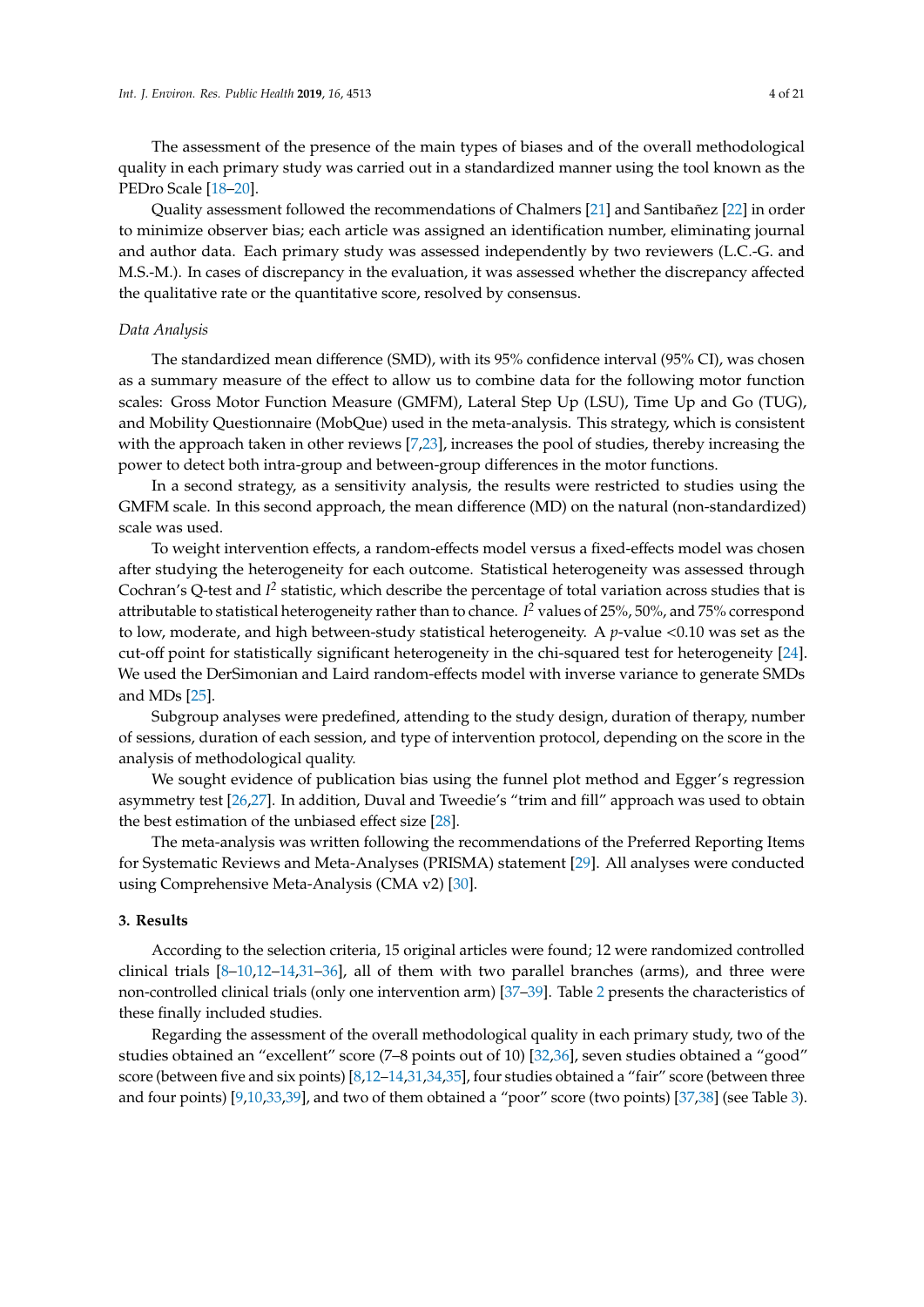The assessment of the presence of the main types of biases and of the overall methodological quality in each primary study was carried out in a standardized manner using the tool known as the PEDro Scale [18–20].

Quality assessment followed the recommendations of Chalmers [21] and Santibañez [22] in order to minimize observer bias; each article was assigned an identification number, eliminating journal and author data. Each primary study was assessed independently by two reviewers (L.C.-G. and M.S.-M.). In cases of discrepancy in the evaluation, it was assessed whether the discrepancy affected the qualitative rate or the quantitative score, resolved by consensus.

*Data Analysis*

The standardized mean difference (SMD), with its 95% confidence interval (95% CI), was chosen as a summary measure of the effect to allow us to combine data for the following motor function scales: Gross Motor Function Measure (GMFM), Lateral Step Up (LSU), Time Up and Go (TUG), and Mobility Questionnaire (MobQue) used in the meta-analysis. This strategy, which is consistent with the approach taken in other reviews [7,23], increases the pool of studies, thereby increasing the power to detect both intra-group and between-group differences in the motor functions.

In a second strategy, as a sensitivity analysis, the results were restricted to studies using the GMFM scale. In this second approach, the mean difference (MD) on the natural (non-standardized) scale was used.

To weight intervention effects, a random-effects model versus a fixed-effects model was chosen after studying the heterogeneity for each outcome. Statistical heterogeneity was assessed through Cochran's Q-test and $I^2$ statistic, which describe the percentage of total variation across studies that is attributable to statistical heterogeneity rather than to chance. $I^2$ values of 25%, 50%, and 75% correspond to low, moderate, and high between-study statistical heterogeneity. A $p$-value $<0.10$ was set as the cut-off point for statistically significant heterogeneity in the chi-squared test for heterogeneity [24]. We used the DerSimonian and Laird random-effects model with inverse variance to generate SMDs and MDs [25].

Subgroup analyses were predefined, attending to the study design, duration of therapy, number of sessions, duration of each session, and type of intervention protocol, depending on the score in the analysis of methodological quality.

We sought evidence of publication bias using the funnel plot method and Egger's regression asymmetry test [26,27]. In addition, Duval and Tweedie's "trim and fill" approach was used to obtain the best estimation of the unbiased effect size [28].

The meta-analysis was written following the recommendations of the Preferred Reporting Items for Systematic Reviews and Meta-Analyses (PRISMA) statement [29]. All analyses were conducted using Comprehensive Meta-Analysis (CMA v2) [30].

## 3. Results

According to the selection criteria, 15 original articles were found; 12 were randomized controlled clinical trials [8–10,12–14,31–36], all of them with two parallel branches (arms), and three were non-controlled clinical trials (only one intervention arm) [37–39]. Table 2 presents the characteristics of these finally included studies.

Regarding the assessment of the overall methodological quality in each primary study, two of the studies obtained an "excellent" score (7–8 points out of 10) [32,36], seven studies obtained a "good" score (between five and six points) [8,12–14,31,34,35], four studies obtained a "fair" score (between three and four points) [9,10,33,39], and two of them obtained a "poor" score (two points) [37,38] (see Table 3).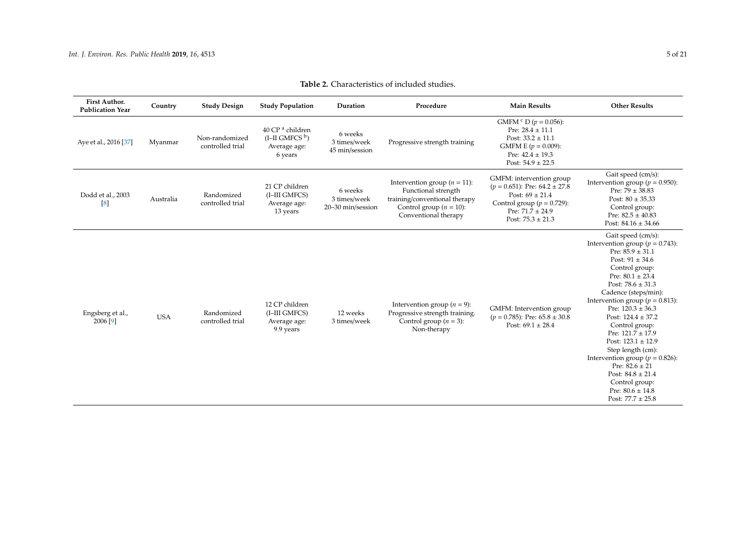**Table 2.** Characteristics of included studies.

| First Author. Publication Year | Country | Study Design | Study Population | Duration | Procedure | Main Results | Other Results |
|---|---|---|---|---|---|---|---|
| Aye et al., 2016 [37] | Myanmar | Non-randomized controlled trial | 40 CP [a] children (I–II GMFCS [b]) Average age: 6 years | 6 weeks 3 times/week 45 min/session | Progressive strength training | GMFM [c] D ($p = 0.056$): Pre: 28.4 ± 11.1 Post: 33.2 ± 11.1 GMFM E ($p = 0.009$): Pre: 42.4 ± 19.3 Post: 54.9 ± 22.5 | |
| Dodd et al., 2003 [8] | Australia | Randomized controlled trial | 21 CP children (I–III GMFCS) Average age: 13 years | 6 weeks 3 times/week 20–30 min/session | Intervention group ($n = 11$): Functional strength training/conventional therapy Control group ($n = 10$): Conventional therapy | GMFM: intervention group ($p = 0.651$): Pre: 64.2 ± 27.8 Post: 69 ± 21.4 Control group ($p = 0.729$): Pre: 71.7 ± 24.9 Post: 75.3 ± 21.3 | Gait speed (cm/s): Intervention group ($p = 0.950$): Pre: 79 ± 38.83 Post: 80 ± 35.33 Control group: Pre: 82.5 ± 40.83 Post: 84.16 ± 34.66 |
| Engsberg et al., 2006 [9] | USA | Randomized controlled trial | 12 CP children (I–III GMFCS) Average age: 9.9 years | 12 weeks 3 times/week | Intervention group ($n = 9$): Progressive strength training. Control group ($n = 3$): Non-therapy | GMFM: Intervention group ($p = 0.785$): Pre: 65.8 ± 30.8 Post: 69.1 ± 28.4 | Gait speed (cm/s): Intervention group ($p = 0.743$): Pre: 85.9 ± 31.1 Post: 91 ± 34.6 Control group: Pre: 80.1 ± 23.4 Post: 78.6 ± 31.3 Cadence (steps/min): Intervention group ($p = 0.813$): Pre: 120.3 ± 36.3 Post: 124.4 ± 37.2 Control group: Pre: 121.7 ± 17.9 Post: 123.1 ± 12.9 Step length (cm): Intervention group ($p = 0.826$): Pre: 82.6 ± 21 Post: 84.8 ± 21.4 Control group: Pre: 80.6 ± 14.8 Post: 77.7 ± 25.8 |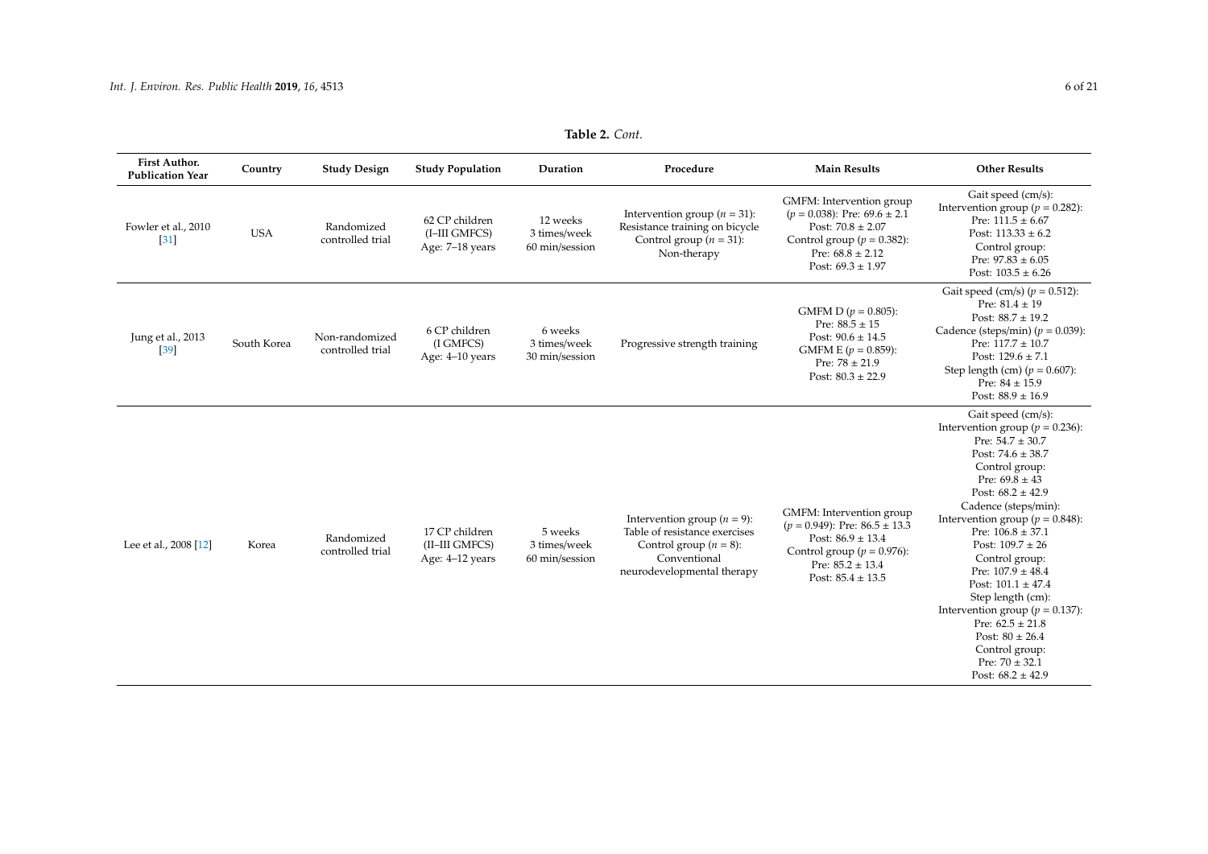**Table 2.** *Cont.*

| First Author. Publication Year | Country | Study Design | Study Population | Duration | Procedure | Main Results | Other Results |
|---|---|---|---|---|---|---|---|
| Fowler et al., 2010 [31] | USA | Randomized controlled trial | 62 CP children (I–III GMFCS) Age: 7–18 years | 12 weeks 3 times/week 60 min/session | Intervention group ($n = 31$): Resistance training on bicycle Control group ($n = 31$): Non-therapy | GMFM: Intervention group ($p = 0.038$): Pre: 69.6 ± 2.1 Post: 70.8 ± 2.07 Control group ($p = 0.382$): Pre: 68.8 ± 2.12 Post: 69.3 ± 1.97 | Gait speed (cm/s): Intervention group ($p = 0.282$): Pre: 111.5 ± 6.67 Post: 113.33 ± 6.2 Control group: Pre: 97.83 ± 6.05 Post: 103.5 ± 6.26 |
| Jung et al., 2013 [39] | South Korea | Non-randomized controlled trial | 6 CP children (I GMFCS) Age: 4–10 years | 6 weeks 3 times/week 30 min/session | Progressive strength training | GMFM D ($p = 0.805$): Pre: 88.5 ± 15 Post: 90.6 ± 14.5 GMFM E ($p = 0.859$): Pre: 78 ± 21.9 Post: 80.3 ± 22.9 | Gait speed (cm/s) ($p = 0.512$): Pre: 81.4 ± 19 Post: 88.7 ± 19.2 Cadence (steps/min) ($p = 0.039$): Pre: 117.7 ± 10.7 Post: 129.6 ± 7.1 Step length (cm) ($p = 0.607$): Pre: 84 ± 15.9 Post: 88.9 ± 16.9 |
| Lee et al., 2008 [12] | Korea | Randomized controlled trial | 17 CP children (II–III GMFCS) Age: 4–12 years | 5 weeks 3 times/week 60 min/session | Intervention group ($n = 9$): Table of resistance exercises Control group ($n = 8$): Conventional neurodevelopmental therapy | GMFM: Intervention group ($p = 0.949$): Pre: 86.5 ± 13.3 Post: 86.9 ± 13.4 Control group ($p = 0.976$): Pre: 85.2 ± 13.4 Post: 85.4 ± 13.5 | Gait speed (cm/s): Intervention group ($p = 0.236$): Pre: 54.7 ± 30.7 Post: 74.6 ± 38.7 Control group: Pre: 69.8 ± 43 Post: 68.2 ± 42.9 Cadence (steps/min): Intervention group ($p = 0.848$): Pre: 106.8 ± 37.1 Post: 109.7 ± 26 Control group: Pre: 107.9 ± 48.4 Post: 101.1 ± 47.4 Step length (cm): Intervention group ($p = 0.137$): Pre: 62.5 ± 21.8 Post: 80 ± 26.4 Control group: Pre: 70 ± 32.1 Post: 68.2 ± 42.9 |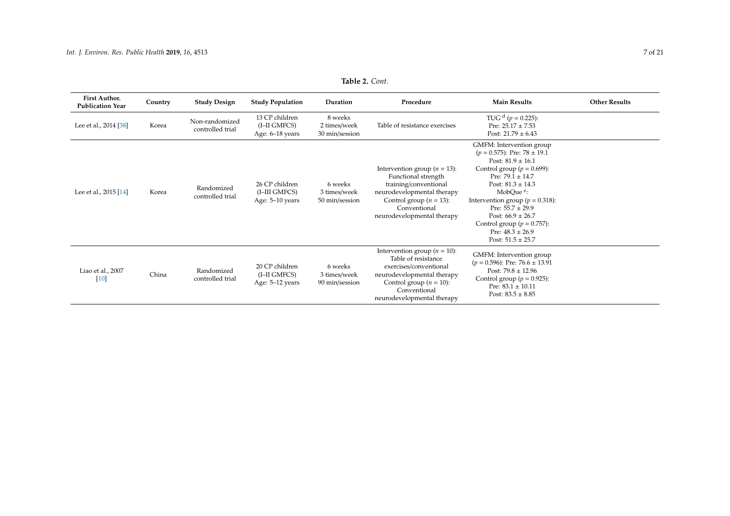**Table 2.** *Cont.*

| First Author. Publication Year | Country | Study Design | Study Population | Duration | Procedure | Main Results | Other Results |
|---|---|---|---|---|---|---|---|
| Lee et al., 2014 [38] | Korea | Non-randomized controlled trial | 13 CP children (I–II GMFCS) Age: 6–18 years | 8 weeks 2 times/week 30 min/session | Table of resistance exercises | TUG [d] ($p = 0.225$): Pre: 25.17 ± 7.53 Post: 21.79 ± 6.43 | |
| Lee et al., 2015 [14] | Korea | Randomized controlled trial | 26 CP children (I–III GMFCS) Age: 5–10 years | 6 weeks 3 times/week 50 min/session | Intervention group ($n = 13$): Functional strength training/conventional neurodevelopmental therapy Control group ($n = 13$): Conventional neurodevelopmental therapy | GMFM: Intervention group ($p = 0.575$): Pre: 78 ± 19.1 Post: 81.9 ± 16.1 Control group ($p = 0.699$): Pre: 79.1 ± 14.7 Post: 81.3 ± 14.3 MobQue [e]: Intervention group ($p = 0.318$): Pre: 55.7 ± 29.9 Post: 66.9 ± 26.7 Control group ($p = 0.757$): Pre: 48.3 ± 26.9 Post: 51.5 ± 25.7 | |
| Liao et al., 2007 [10] | China | Randomized controlled trial | 20 CP children (I–II GMFCS) Age: 5–12 years | 6 weeks 3 times/week 90 min/session | Intervention group ($n = 10$): Table of resistance exercises/conventional neurodevelopmental therapy Control group ($n = 10$): Conventional neurodevelopmental therapy | GMFM: Intervention group ($p = 0.596$): Pre: 76.6 ± 13.91 Post: 79.8 ± 12.96 Control group ($p = 0.925$): Pre: 83.1 ± 10.11 Post: 83.5 ± 8.85 | |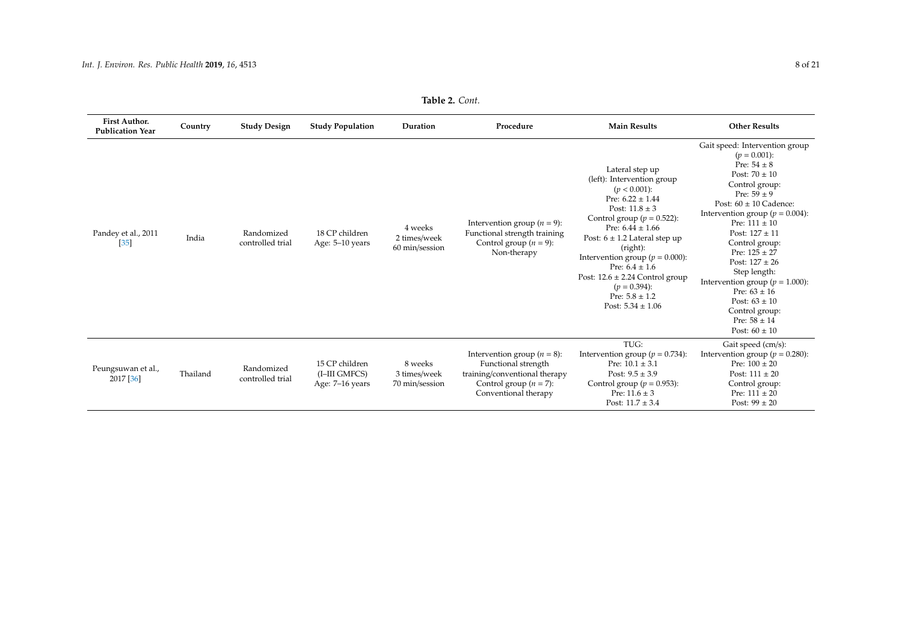**Table 2.** *Cont.*

| First Author. Publication Year | Country | Study Design | Study Population | Duration | Procedure | Main Results | Other Results |
|---|---|---|---|---|---|---|---|
| Pandey et al., 2011 [35] | India | Randomized controlled trial | 18 CP children Age: 5–10 years | 4 weeks 2 times/week 60 min/session | Intervention group ($n = 9$): Functional strength training Control group ($n = 9$): Non-therapy | Lateral step up (left): Intervention group ($p < 0.001$): Pre: 6.22 ± 1.44 Post: 11.8 ± 3 Control group ($p = 0.522$): Pre: 6.44 ± 1.66 Post: 6 ± 1.2 Lateral step up (right): Intervention group ($p = 0.000$): Pre: 6.4 ± 1.6 Post: 12.6 ± 2.24 Control group ($p = 0.394$): Pre: 5.8 ± 1.2 Post: 5.34 ± 1.06 | Gait speed: Intervention group ($p = 0.001$): Pre: 54 ± 8 Post: 70 ± 10 Control group: Pre: 59 ± 9 Post: 60 ± 10 Cadence: Intervention group ($p = 0.004$): Pre: 111 ± 10 Post: 127 ± 11 Control group: Pre: 125 ± 27 Post: 127 ± 26 Step length: Intervention group ($p = 1.000$): Pre: 63 ± 16 Post: 63 ± 10 Control group: Pre: 58 ± 14 Post: 60 ± 10 |
| Peungsuwan et al., 2017 [36] | Thailand | Randomized controlled trial | 15 CP children (I–III GMFCS) Age: 7–16 years | 8 weeks 3 times/week 70 min/session | Intervention group ($n = 8$): Functional strength training/conventional therapy Control group ($n = 7$): Conventional therapy | TUG: Intervention group ($p = 0.734$): Pre: 10.1 ± 3.1 Post: 9.5 ± 3.9 Control group ($p = 0.953$): Pre: 11.6 ± 3 Post: 11.7 ± 3.4 | Gait speed (cm/s): Intervention group ($p = 0.280$): Pre: 100 ± 20 Post: 111 ± 20 Control group: Pre: 111 ± 20 Post: 99 ± 20 |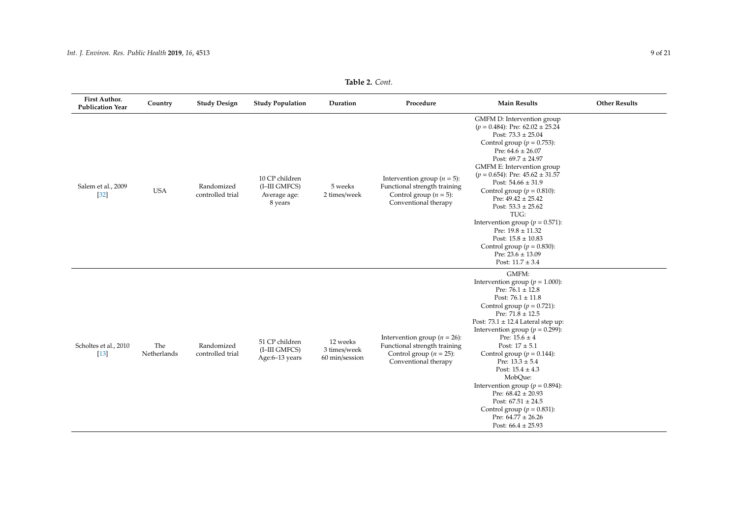**Table 2.** *Cont.*

| First Author. Publication Year | Country | Study Design | Study Population | Duration | Procedure | Main Results | Other Results |
|---|---|---|---|---|---|---|---|
| Salem et al., 2009 [32] | USA | Randomized controlled trial | 10 CP children (I–III GMFCS) Average age: 8 years | 5 weeks 2 times/week | Intervention group ($n = 5$): Functional strength training Control group ($n = 5$): Conventional therapy | GMFM D: Intervention group ($p = 0.484$): Pre: 62.02 ± 25.24 Post: 73.3 ± 25.04 Control group ($p = 0.753$): Pre: 64.6 ± 26.07 Post: 69.7 ± 24.97 GMFM E: Intervention group ($p = 0.654$): Pre: 45.62 ± 31.57 Post: 54.66 ± 31.9 Control group ($p = 0.810$): Pre: 49.42 ± 25.42 Post: 53.3 ± 25.62 TUG: Intervention group ($p = 0.571$): Pre: 19.8 ± 11.32 Post: 15.8 ± 10.83 Control group ($p = 0.830$): Pre: 23.6 ± 13.09 Post: 11.7 ± 3.4 | |
| Scholtes et al., 2010 [13] | The Netherlands | Randomized controlled trial | 51 CP children (I–III GMFCS) Age:6–13 years | 12 weeks 3 times/week 60 min/session | Intervention group ($n = 26$): Functional strength training Control group ($n = 25$): Conventional therapy | GMFM: Intervention group ($p = 1.000$): Pre: 76.1 ± 12.8 Post: 76.1 ± 11.8 Control group ($p = 0.721$): Pre: 71.8 ± 12.5 Post: 73.1 ± 12.4 Lateral step up: Intervention group ($p = 0.299$): Pre: 15.6 ± 4 Post: 17 ± 5.1 Control group ($p = 0.144$): Pre: 13.3 ± 5.4 Post: 15.4 ± 4.3 MobQue: Intervention group ($p = 0.894$): Pre: 68.42 ± 20.93 Post: 67.51 ± 24.5 Control group ($p = 0.831$): Pre: 64.77 ± 26.26 Post: 66.4 ± 25.93 | |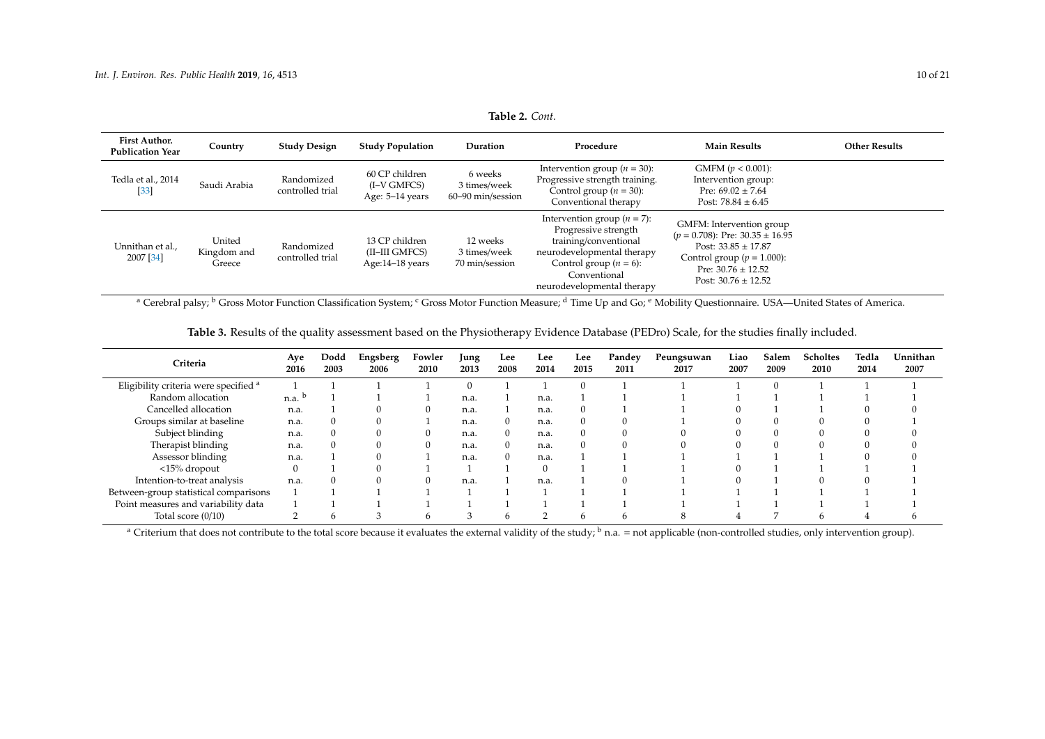**Table 2.** *Cont.*

| First Author. Publication Year | Country | Study Design | Study Population | Duration | Procedure | Main Results | Other Results |
|---|---|---|---|---|---|---|---|
| Tedla et al., 2014 [33] | Saudi Arabia | Randomized controlled trial | 60 CP children (I–V GMFCS) Age: 5–14 years | 6 weeks 3 times/week 60–90 min/session | Intervention group ($n = 30$): Progressive strength training. Control group ($n = 30$): Conventional therapy | GMFM ($p < 0.001$): Intervention group: Pre: 69.02 ± 7.64 Post: 78.84 ± 6.45 | |
| Unnithan et al., 2007 [34] | United Kingdom and Greece | Randomized controlled trial | 13 CP children (II–III GMFCS) Age:14–18 years | 12 weeks 3 times/week 70 min/session | Intervention group ($n = 7$): Progressive strength training/conventional neurodevelopmental therapy Control group ($n = 6$): Conventional neurodevelopmental therapy | GMFM: Intervention group ($p = 0.708$): Pre: 30.35 ± 16.95 Post: 33.85 ± 17.87 Control group ($p = 1.000$): Pre: 30.76 ± 12.52 Post: 30.76 ± 12.52 | |

[a] Cerebral palsy; [b] Gross Motor Function Classification System; [c] Gross Motor Function Measure; [d] Time Up and Go; [e] Mobility Questionnaire. USA—United States of America.

**Table 3.** Results of the quality assessment based on the Physiotherapy Evidence Database (PEDro) Scale, for the studies finally included.

| Criteria | Aye 2016 | Dodd 2003 | Engsberg 2006 | Fowler 2010 | Jung 2013 | Lee 2008 | Lee 2014 | Lee 2015 | Pandey 2011 | Peungsuwan 2017 | Liao 2007 | Salem 2009 | Scholtes 2010 | Tedla 2014 | Unnithan 2007 |
|---|---|---|---|---|---|---|---|---|---|---|---|---|---|---|---|
| Eligibility criteria were specified [a] | 1 | 1 | 1 | 1 | 0 | 1 | 1 | 0 | 1 | 1 | 1 | 0 | 1 | 1 | 1 |
| Random allocation | n.a. [b] | 1 | 1 | 1 | n.a. | 1 | n.a. | 1 | 1 | 1 | 1 | 1 | 1 | 1 | 1 |
| Cancelled allocation | n.a. | 1 | 0 | 0 | n.a. | 1 | n.a. | 0 | 1 | 1 | 0 | 1 | 1 | 0 | 0 |
| Groups similar at baseline | n.a. | 0 | 0 | 1 | n.a. | 0 | n.a. | 0 | 0 | 1 | 0 | 0 | 0 | 0 | 1 |
| Subject blinding | n.a. | 0 | 0 | 0 | n.a. | 0 | n.a. | 0 | 0 | 0 | 0 | 0 | 0 | 0 | 0 |
| Therapist blinding | n.a. | 0 | 0 | 0 | n.a. | 0 | n.a. | 0 | 0 | 0 | 0 | 0 | 0 | 0 | 0 |
| Assessor blinding | n.a. | 1 | 0 | 1 | n.a. | 0 | n.a. | 1 | 1 | 1 | 1 | 1 | 1 | 0 | 0 |
| <15% dropout | 0 | 1 | 0 | 1 | 1 | 1 | 0 | 1 | 1 | 1 | 0 | 1 | 1 | 1 | 1 |
| Intention-to-treat analysis | n.a. | 0 | 0 | 0 | n.a. | 1 | n.a. | 1 | 0 | 1 | 0 | 1 | 0 | 0 | 1 |
| Between-group statistical comparisons | 1 | 1 | 1 | 1 | 1 | 1 | 1 | 1 | 1 | 1 | 1 | 1 | 1 | 1 | 1 |
| Point measures and variability data | 1 | 1 | 1 | 1 | 1 | 1 | 1 | 1 | 1 | 1 | 1 | 1 | 1 | 1 | 1 |
| Total score (0/10) | 2 | 6 | 3 | 6 | 3 | 6 | 2 | 6 | 6 | 8 | 4 | 7 | 6 | 4 | 6 |

[a] Criterium that does not contribute to the total score because it evaluates the external validity of the study; [b] n.a. = not applicable (non-controlled studies, only intervention group).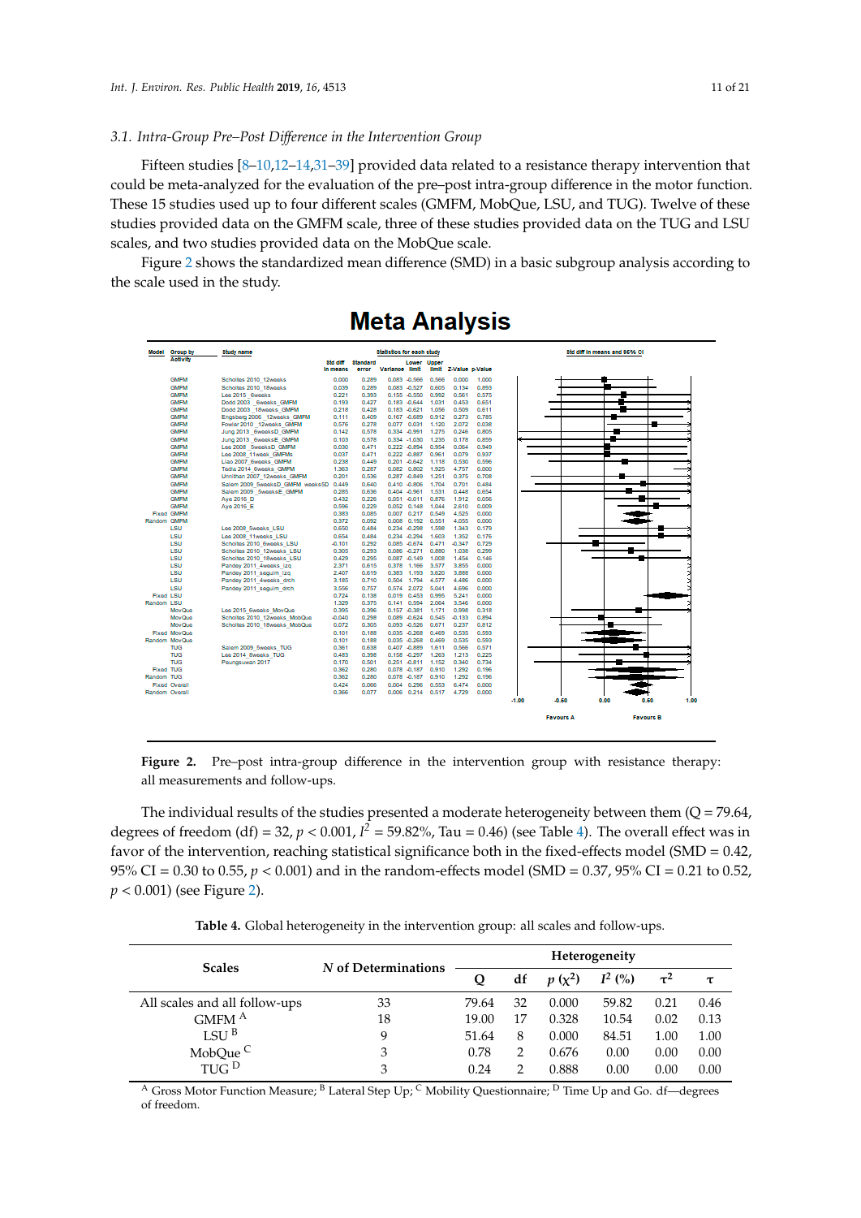### 3.1. Intra-Group Pre–Post Difference in the Intervention Group

Fifteen studies [8–10,12–14,31–39] provided data related to a resistance therapy intervention that could be meta-analyzed for the evaluation of the pre–post intra-group difference in the motor function. These 15 studies used up to four different scales (GMFM, MobQue, LSU, and TUG). Twelve of these studies provided data on the GMFM scale, three of these studies provided data on the TUG and LSU scales, and two studies provided data on the MobQue scale.

Figure 2 shows the standardized mean difference (SMD) in a basic subgroup analysis according to the scale used in the study.

Meta Analysis

Model | Group by Activity | Study name | Statistics for each study: Std diff in means, Standard error, Variance, Lower limit, Upper limit, Z-Value, p-Value | Std diff in means and 95% CI

GMFM Scholtes 2010_12weeks 0.000 0.289 0.083 -0.566 0.566 0.000 1.000
GMFM Scholtes 2010_18weeks 0.039 0.289 0.083 -0.527 0.605 0.134 0.893
GMFM Lee 2015_6weeks 0.221 0.393 0.155 -0.550 0.992 0.561 0.575
GMFM Dodd 2003_6weeks_GMFM 0.193 0.427 0.183 -0.644 1.031 0.453 0.651
GMFM Dodd 2003_18weeks_GMFM 0.218 0.428 0.183 -0.621 1.056 0.509 0.611
GMFM Engsberg 2006_12weeks_GMFM 0.111 0.409 0.167 -0.689 0.912 0.273 0.785
GMFM Fowler 2010_12weeks_GMFM 0.576 0.278 0.077 0.031 1.120 2.072 0.038
GMFM Jung 2013_6weeksD_GMFM 0.142 0.578 0.334 -0.991 1.275 0.246 0.805
GMFM Jung 2013_6weeksE_GMFM 0.103 0.578 0.334 -1.030 1.235 0.178 0.859
GMFM Lee 2008_5weeksD_GMFM 0.030 0.471 0.222 -0.894 0.954 0.064 0.949
GMFM Lee 2008_11week_GMFMs 0.037 0.471 0.222 -0.887 0.961 0.079 0.937
GMFM Liao 2007_6weeks_GMFM 0.238 0.449 0.201 -0.642 1.118 0.530 0.596
GMFM Tedla 2014_6weeks_GMFM 1.363 0.287 0.082 0.802 1.925 4.757 0.000
GMFM Unnithan 2007_12weeks_GMFM 0.201 0.536 0.287 -0.849 1.251 0.375 0.708
GMFM Salem 2009_5weeksD_GMFM_weeks5D 0.449 0.640 0.410 -0.806 1.704 0.701 0.484
GMFM Salem 2009_5weeksE_GMFM 0.285 0.636 0.404 -0.961 1.531 0.448 0.654
GMFM Aye 2016_D 0.432 0.226 0.051 -0.011 0.876 1.912 0.056
GMFM Aye 2016_E 0.596 0.229 0.052 0.148 1.044 2.610 0.009
Fixed GMFM 0.383 0.085 0.007 0.217 0.549 4.525 0.000
Random GMFM 0.372 0.092 0.008 0.192 0.551 4.055 0.000
LSU Lee 2008_5weeks_LSU 0.650 0.484 0.234 -0.298 1.598 1.343 0.179
LSU Lee 2008_11weeks_LSU 0.654 0.484 0.234 -0.294 1.603 1.352 0.176
LSU Scholtes 2010_6weeks_LSU -0.101 0.292 0.085 -0.674 0.471 -0.347 0.729
LSU Scholtes 2010_12weeks_LSU 0.305 0.293 0.086 -0.271 0.880 1.038 0.299
LSU Scholtes 2010_18weeks_LSU 0.429 0.295 0.087 -0.149 1.008 1.454 0.146
LSU Pandey 2011_4weeks_izq 2.371 0.615 0.378 1.166 3.577 3.855 0.000
LSU Pandey 2011_seguim_izq 2.407 0.619 0.383 1.193 3.620 3.888 0.000
LSU Pandey 2011_4weeks_drch 3.185 0.710 0.504 1.794 4.577 4.486 0.000
LSU Pandey 2011_seguim_drch 3.556 0.757 0.574 2.072 5.041 4.696 0.000
Fixed LSU 0.724 0.138 0.019 0.453 0.995 5.241 0.000
Random LSU 1.329 0.375 0.141 0.594 2.064 3.546 0.000
MovQue Lee 2015_6weeks_MovQue 0.395 0.396 0.157 -0.381 1.171 0.998 0.318
MovQue Scholtes 2010_12weeks_MobQue -0.040 0.298 0.089 -0.624 0.545 -0.133 0.894
MovQue Scholtes 2010_18weeks_MobQue 0.072 0.305 0.093 -0.526 0.671 0.237 0.812
Fixed MovQue 0.101 0.188 0.035 -0.268 0.469 0.535 0.593
Random MovQue 0.101 0.188 0.035 -0.268 0.469 0.535 0.593
TUG Salem 2009_5weeks_TUG 0.361 0.638 0.407 -0.889 1.611 0.566 0.571
TUG Lee 2014_8weeks_TUG 0.483 0.398 0.158 -0.297 1.263 1.213 0.225
TUG Peungsuwan 2017 0.170 0.501 0.251 -0.811 1.152 0.340 0.734
Fixed TUG 0.362 0.280 0.078 -0.187 0.910 1.292 0.196
Random TUG 0.362 0.280 0.078 -0.187 0.910 1.292 0.196
Fixed Overall 0.424 0.066 0.004 0.296 0.553 6.474 0.000
Random Overall 0.366 0.077 0.006 0.214 0.517 4.729 0.000

-1.00 -0.50 0.00 0.50 1.00

Favours A Favours B

**Figure 2.** Pre–post intra-group difference in the intervention group with resistance therapy: all measurements and follow-ups.

The individual results of the studies presented a moderate heterogeneity between them ($Q = 79.64$, degrees of freedom (df) = 32, $p < 0.001$, $I^2 = 59.82\%$, Tau = 0.46) (see Table 4). The overall effect was in favor of the intervention, reaching statistical significance both in the fixed-effects model (SMD = 0.42, 95% CI = 0.30 to 0.55, $p < 0.001$) and in the random-effects model (SMD = 0.37, 95% CI = 0.21 to 0.52, $p < 0.001$) (see Figure 2).

**Table 4.** Global heterogeneity in the intervention group: all scales and follow-ups.

| Scales | N of Determinations | Heterogeneity | | | | | |
|---|---|---|---|---|---|---|---|
| | | Q | df | $p$ ($\chi^2$) | $I^2$ (%) | $\tau^2$ | $\tau$ |
| All scales and all follow-ups | 33 | 79.64 | 32 | 0.000 | 59.82 | 0.21 | 0.46 |
| GMFM [A] | 18 | 19.00 | 17 | 0.328 | 10.54 | 0.02 | 0.13 |
| LSU [B] | 9 | 51.64 | 8 | 0.000 | 84.51 | 1.00 | 1.00 |
| MobQue [C] | 3 | 0.78 | 2 | 0.676 | 0.00 | 0.00 | 0.00 |
| TUG [D] | 3 | 0.24 | 2 | 0.888 | 0.00 | 0.00 | 0.00 |

[A] Gross Motor Function Measure; [B] Lateral Step Up; [C] Mobility Questionnaire; [D] Time Up and Go. df—degrees of freedom.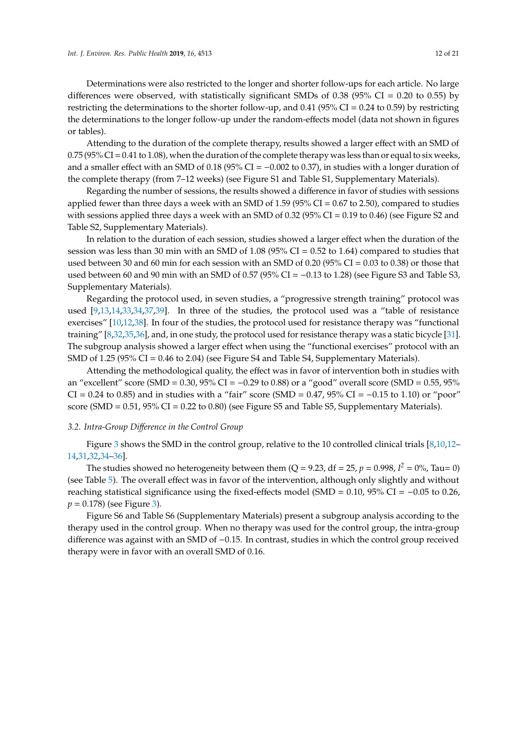Determinations were also restricted to the longer and shorter follow-ups for each article. No large differences were observed, with statistically significant SMDs of 0.38 (95% CI = 0.20 to 0.55) by restricting the determinations to the shorter follow-up, and 0.41 (95% CI = 0.24 to 0.59) by restricting the determinations to the longer follow-up under the random-effects model (data not shown in figures or tables).

Attending to the duration of the complete therapy, results showed a larger effect with an SMD of 0.75 (95% CI = 0.41 to 1.08), when the duration of the complete therapy was less than or equal to six weeks, and a smaller effect with an SMD of 0.18 (95% CI = −0.002 to 0.37), in studies with a longer duration of the complete therapy (from 7–12 weeks) (see Figure S1 and Table S1, Supplementary Materials).

Regarding the number of sessions, the results showed a difference in favor of studies with sessions applied fewer than three days a week with an SMD of 1.59 (95% CI = 0.67 to 2.50), compared to studies with sessions applied three days a week with an SMD of 0.32 (95% CI = 0.19 to 0.46) (see Figure S2 and Table S2, Supplementary Materials).

In relation to the duration of each session, studies showed a larger effect when the duration of the session was less than 30 min with an SMD of 1.08 (95% CI = 0.52 to 1.64) compared to studies that used between 30 and 60 min for each session with an SMD of 0.20 (95% CI = 0.03 to 0.38) or those that used between 60 and 90 min with an SMD of 0.57 (95% CI = −0.13 to 1.28) (see Figure S3 and Table S3, Supplementary Materials).

Regarding the protocol used, in seven studies, a "progressive strength training" protocol was used [9,13,14,33,34,37,39]. In three of the studies, the protocol used was a "table of resistance exercises" [10,12,38]. In four of the studies, the protocol used for resistance therapy was "functional training" [8,32,35,36], and, in one study, the protocol used for resistance therapy was a static bicycle [31]. The subgroup analysis showed a larger effect when using the "functional exercises" protocol with an SMD of 1.25 (95% CI = 0.46 to 2.04) (see Figure S4 and Table S4, Supplementary Materials).

Attending the methodological quality, the effect was in favor of intervention both in studies with an "excellent" score (SMD = 0.30, 95% CI = −0.29 to 0.88) or a "good" overall score (SMD = 0.55, 95% CI = 0.24 to 0.85) and in studies with a "fair" score (SMD = 0.47, 95% CI = −0.15 to 1.10) or "poor" score (SMD = 0.51, 95% CI = 0.22 to 0.80) (see Figure S5 and Table S5, Supplementary Materials).

### 3.2. Intra-Group Difference in the Control Group

Figure 3 shows the SMD in the control group, relative to the 10 controlled clinical trials [8,10,12–14,31,32,34–36].

The studies showed no heterogeneity between them (Q = 9.23, df = 25, $p$ = 0.998, $I^2$ = 0%, Tau= 0) (see Table 5). The overall effect was in favor of the intervention, although only slightly and without reaching statistical significance using the fixed-effects model (SMD = 0.10, 95% CI = −0.05 to 0.26, $p$ = 0.178) (see Figure 3).

Figure S6 and Table S6 (Supplementary Materials) present a subgroup analysis according to the therapy used in the control group. When no therapy was used for the control group, the intra-group difference was against with an SMD of −0.15. In contrast, studies in which the control group received therapy were in favor with an overall SMD of 0.16.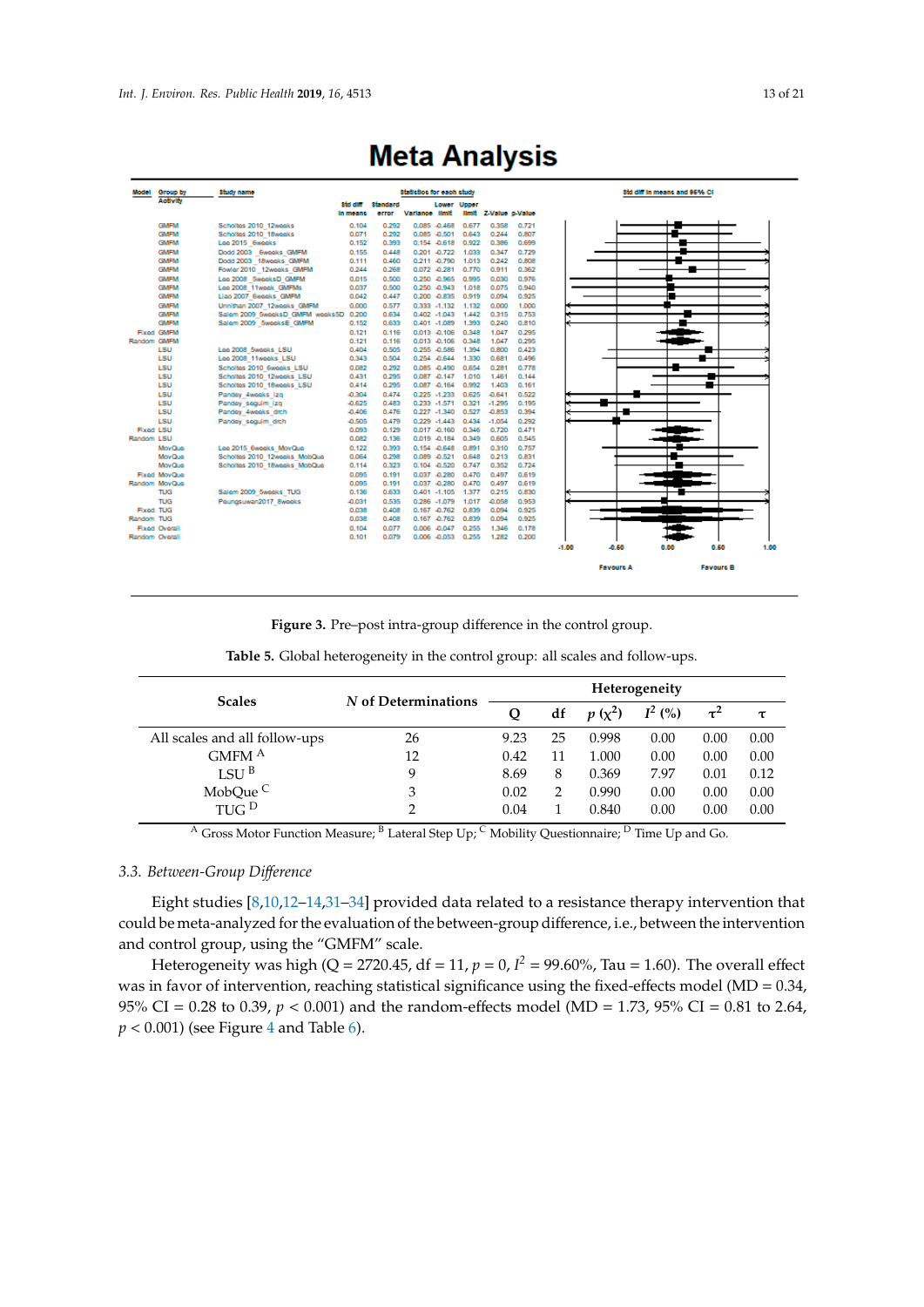Meta Analysis

Model Group by Activity Study name

Statistics for each study

Std diff in means Standard error Variance Lower limit Upper limit Z-Value p-Value

Std diff in means and 95% CI

GMFM Scholtes 2010_12weeks 0.104 0.292 0.085 -0.468 0.677 0.358 0.721
GMFM Scholtes 2010_18weeks 0.071 0.292 0.085 -0.501 0.643 0.244 0.807
GMFM Lee 2015_6weeks 0.152 0.393 0.154 -0.618 0.922 0.386 0.699
GMFM Dodd 2003_6weeks_GMFM 0.155 0.448 0.201 -0.722 1.033 0.347 0.729
GMFM Dodd 2003_18weeks_GMFM 0.111 0.460 0.211 -0.790 1.013 0.242 0.808
GMFM Fowler 2010_12weeks_GMFM 0.244 0.268 0.072 -0.281 0.770 0.911 0.362
GMFM Lee 2008_5weeksD_GMFM 0.015 0.500 0.250 -0.965 0.995 0.030 0.976
GMFM Lee 2008_11week_GMFMs 0.037 0.500 0.250 -0.943 1.018 0.075 0.940
GMFM Liao 2007_6weeks_GMFM 0.042 0.447 0.200 -0.835 0.919 0.094 0.925
GMFM Unnithan 2007_12weeks_GMFM 0.000 0.577 0.333 -1.132 1.132 0.000 1.000
GMFM Salem 2009_5weeksD_GMFM weeks5D 0.200 0.634 0.402 -1.043 1.442 0.315 0.753
GMFM Salem 2009_5weeksE_GMFM 0.152 0.633 0.401 -1.089 1.393 0.240 0.810
Fixed GMFM 0.121 0.116 0.013 -0.106 0.348 1.047 0.295
Random GMFM 0.121 0.116 0.013 -0.106 0.348 1.047 0.295
LSU Lee 2008_5weeks_LSU 0.404 0.505 0.255 -0.586 1.394 0.800 0.423
LSU Lee 2008_11weeks_LSU 0.343 0.504 0.254 -0.644 1.330 0.681 0.496
LSU Scholtes 2010_6weeks_LSU 0.082 0.292 0.085 -0.490 0.654 0.281 0.778
LSU Scholtes 2010_12weeks_LSU 0.431 0.295 0.087 -0.147 1.010 1.461 0.144
LSU Scholtes 2010_18weeks_LSU 0.414 0.295 0.087 -0.164 0.992 1.403 0.161
LSU Pandey_4weeks_izq -0.304 0.474 0.225 -1.233 0.625 -0.641 0.522
LSU Pandey_seguim_izq -0.625 0.483 0.233 -1.571 0.321 -1.295 0.195
LSU Pandey_4weeks_drch -0.406 0.476 0.227 -1.340 0.527 -0.853 0.394
LSU Pandey_seguim_drch -0.505 0.479 0.229 -1.443 0.434 -1.054 0.292
Fixed LSU 0.093 0.129 0.017 -0.160 0.346 0.720 0.471
Random LSU 0.082 0.136 0.019 -0.184 0.349 0.605 0.545
MovQue Lee 2015_6weeks_MovQue 0.122 0.393 0.154 -0.648 0.891 0.310 0.757
MovQue Scholtes 2010_12weeks_MobQue 0.064 0.298 0.089 -0.521 0.648 0.213 0.831
MovQue Scholtes 2010_18weeks_MobQue 0.114 0.323 0.104 -0.520 0.747 0.352 0.724
Fixed MovQue 0.095 0.191 0.037 -0.280 0.470 0.497 0.619
Random MovQue 0.095 0.191 0.037 -0.280 0.470 0.497 0.619
TUG Salem 2009_5weeks_TUG 0.136 0.633 0.401 -1.105 1.377 0.215 0.830
TUG Peungsuwan2017_8weeks -0.031 0.535 0.286 -1.079 1.017 -0.058 0.953
Fixed TUG 0.038 0.408 0.167 -0.762 0.839 0.094 0.925
Random TUG 0.038 0.408 0.167 -0.762 0.839 0.094 0.925
Fixed Overall 0.104 0.077 0.006 -0.047 0.255 1.346 0.178
Random Overall 0.101 0.079 0.006 -0.053 0.255 1.282 0.200

-1.00 -0.50 0.00 0.50 1.00

Favours A Favours B

**Figure 3.** Pre–post intra-group difference in the control group.

**Table 5.** Global heterogeneity in the control group: all scales and follow-ups.

| Scales | N of Determinations | Heterogeneity | | | | | |
|---|---|---|---|---|---|---|---|
| | | Q | df | $p$ ($\chi^2$) | $I^2$ (%) | $\tau^2$ | $\tau$ |
| All scales and all follow-ups | 26 | 9.23 | 25 | 0.998 | 0.00 | 0.00 | 0.00 |
| GMFM [A] | 12 | 0.42 | 11 | 1.000 | 0.00 | 0.00 | 0.00 |
| LSU [B] | 9 | 8.69 | 8 | 0.369 | 7.97 | 0.01 | 0.12 |
| MobQue [C] | 3 | 0.02 | 2 | 0.990 | 0.00 | 0.00 | 0.00 |
| TUG [D] | 2 | 0.04 | 1 | 0.840 | 0.00 | 0.00 | 0.00 |

[A] Gross Motor Function Measure; [B] Lateral Step Up; [C] Mobility Questionnaire; [D] Time Up and Go.

### 3.3. Between-Group Difference

Eight studies [8,10,12–14,31–34] provided data related to a resistance therapy intervention that could be meta-analyzed for the evaluation of the between-group difference, i.e., between the intervention and control group, using the "GMFM" scale.

Heterogeneity was high (Q = 2720.45, df = 11, $p$ = 0, $I^2$ = 99.60%, Tau = 1.60). The overall effect was in favor of intervention, reaching statistical significance using the fixed-effects model (MD = 0.34, 95% CI = 0.28 to 0.39, $p$ < 0.001) and the random-effects model (MD = 1.73, 95% CI = 0.81 to 2.64, $p$ < 0.001) (see Figure 4 and Table 6).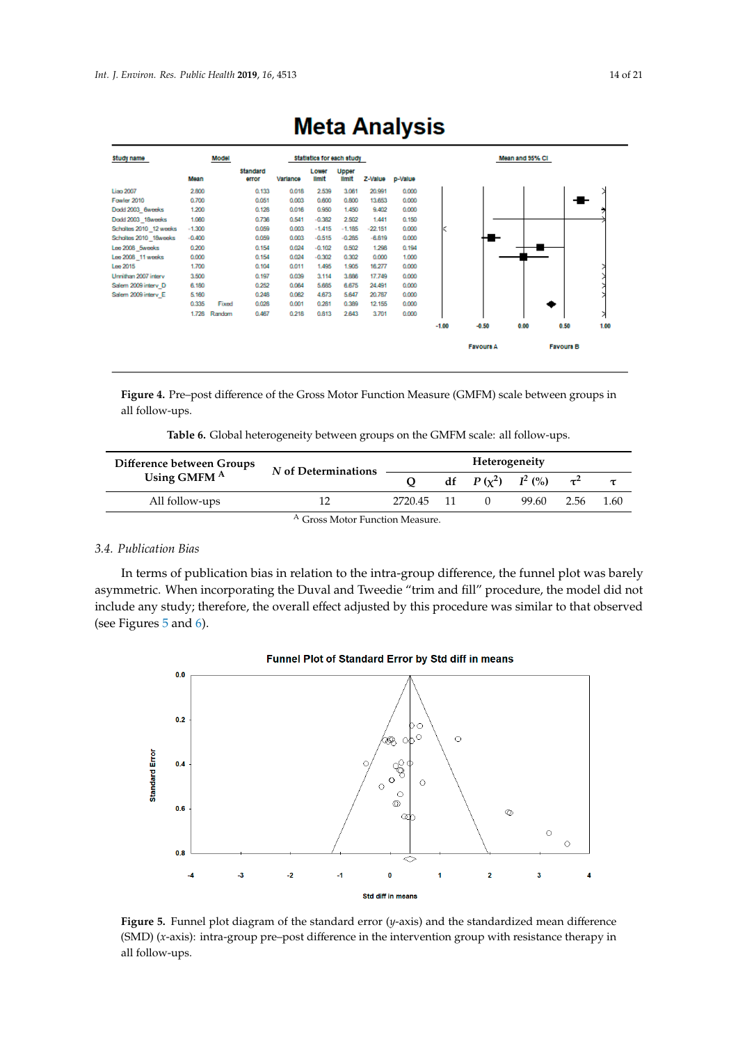Meta Analysis

Study name | Model | Statistics for each study | Mean and 95% CI

Mean | Standard error | Variance | Lower limit | Upper limit | Z-Value | p-Value

Liao 2007 2.800 0.133 0.018 2.539 3.061 20.991 0.000
Fowler 2010 0.700 0.051 0.003 0.600 0.800 13.653 0.000
Dodd 2003_6weeks 1.200 0.128 0.016 0.950 1.450 9.402 0.000
Dodd 2003_18weeks 1.060 0.736 0.541 −0.382 2.502 1.441 0.150
Scholtes 2010_12 weeks −1.300 0.059 0.003 −1.415 −1.185 −22.151 0.000
Scholtes 2010_18weeks −0.400 0.059 0.003 −0.515 −0.285 −6.819 0.000
Lee 2008_5weeks 0.200 0.154 0.024 −0.102 0.502 1.298 0.194
Lee 2008_11 weeks 0.000 0.154 0.024 −0.302 0.302 0.000 1.000
Lee 2015 1.700 0.104 0.011 1.495 1.905 16.277 0.000
Unnithan 2007 interv 3.500 0.197 0.039 3.114 3.886 17.749 0.000
Salem 2009 interv_D 6.180 0.252 0.064 5.685 6.675 24.491 0.000
Salem 2009 interv_E 5.160 0.248 0.062 4.673 5.647 20.787 0.000
Fixed 0.335 0.028 0.001 0.281 0.389 12.155 0.000
Random 1.726 0.467 0.218 0.813 2.643 3.701 0.000

−1.00 −0.50 0.00 0.50 1.00

Favours A Favours B

**Figure 4.** Pre–post difference of the Gross Motor Function Measure (GMFM) scale between groups in all follow-ups.

**Table 6.** Global heterogeneity between groups on the GMFM scale: all follow-ups.

| Difference between Groups Using GMFM [A] | *N* of Determinations | Heterogeneity | | | | | |
|---|---|---|---|---|---|---|---|
| | | Q | df | $P(\chi^2)$ | $I^2$ (%) | $\tau^2$ | $\tau$ |
| All follow-ups | 12 | 2720.45 | 11 | 0 | 99.60 | 2.56 | 1.60 |

[A] Gross Motor Function Measure.

### 3.4. Publication Bias

In terms of publication bias in relation to the intra-group difference, the funnel plot was barely asymmetric. When incorporating the Duval and Tweedie "trim and fill" procedure, the model did not include any study; therefore, the overall effect adjusted by this procedure was similar to that observed (see Figures 5 and 6).

Funnel Plot of Standard Error by Std diff in means

Standard Error

0.0
0.2
0.4
0.6
0.8

−4 −3 −2 −1 0 1 2 3 4

Std diff in means

**Figure 5.** Funnel plot diagram of the standard error (*y*-axis) and the standardized mean difference (SMD) (*x*-axis): intra-group pre–post difference in the intervention group with resistance therapy in all follow-ups.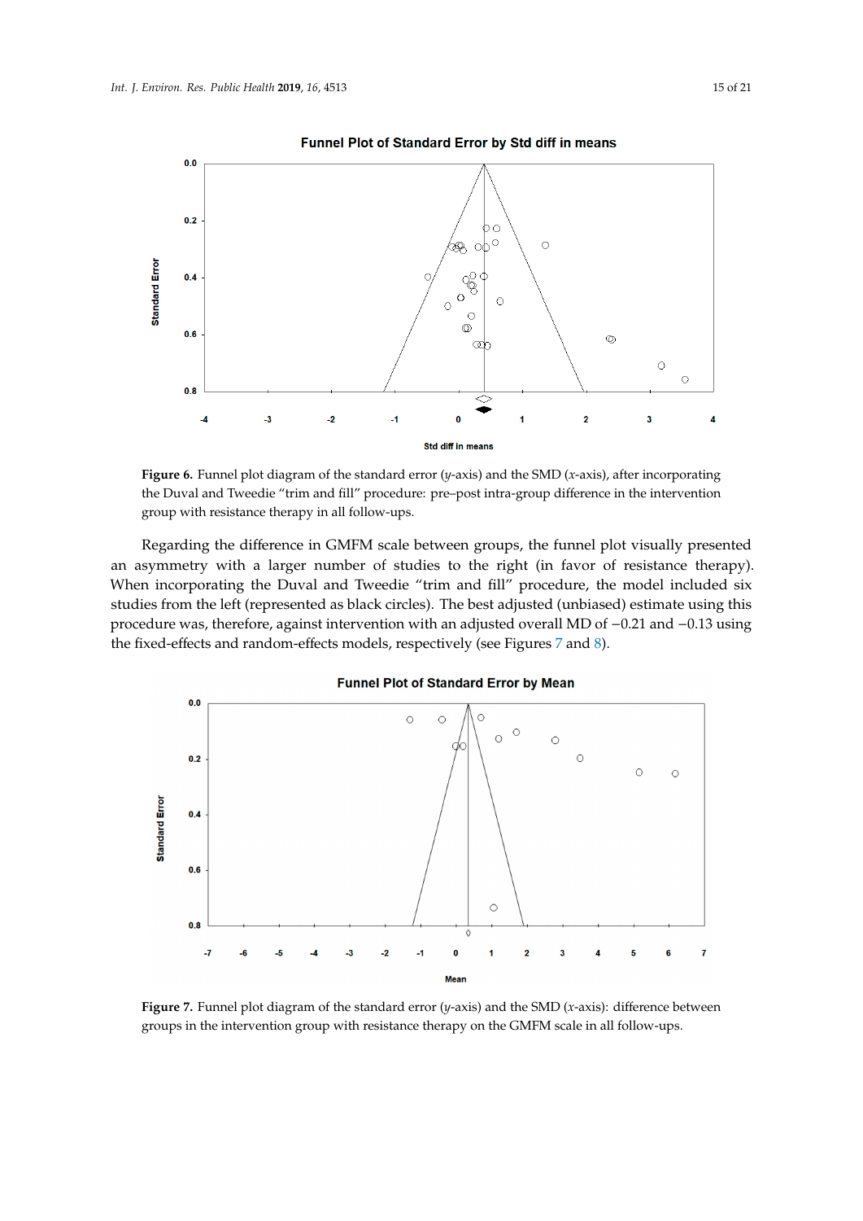Funnel Plot of Standard Error by Std diff in means

Standard Error

0.0
0.2
0.4
0.6
0.8

-4
-3
-2
-1
0
1
2
3
4

Std diff in means

**Figure 6.** Funnel plot diagram of the standard error (*y*-axis) and the SMD (*x*-axis), after incorporating the Duval and Tweedie "trim and fill" procedure: pre–post intra-group difference in the intervention group with resistance therapy in all follow-ups.

Regarding the difference in GMFM scale between groups, the funnel plot visually presented an asymmetry with a larger number of studies to the right (in favor of resistance therapy). When incorporating the Duval and Tweedie "trim and fill" procedure, the model included six studies from the left (represented as black circles). The best adjusted (unbiased) estimate using this procedure was, therefore, against intervention with an adjusted overall MD of −0.21 and −0.13 using the fixed-effects and random-effects models, respectively (see Figures 7 and 8).

Funnel Plot of Standard Error by Mean

Standard Error

0.0
0.2
0.4
0.6
0.8

-7
-6
-5
-4
-3
-2
-1
0
1
2
3
4
5
6
7

Mean

**Figure 7.** Funnel plot diagram of the standard error (*y*-axis) and the SMD (*x*-axis): difference between groups in the intervention group with resistance therapy on the GMFM scale in all follow-ups.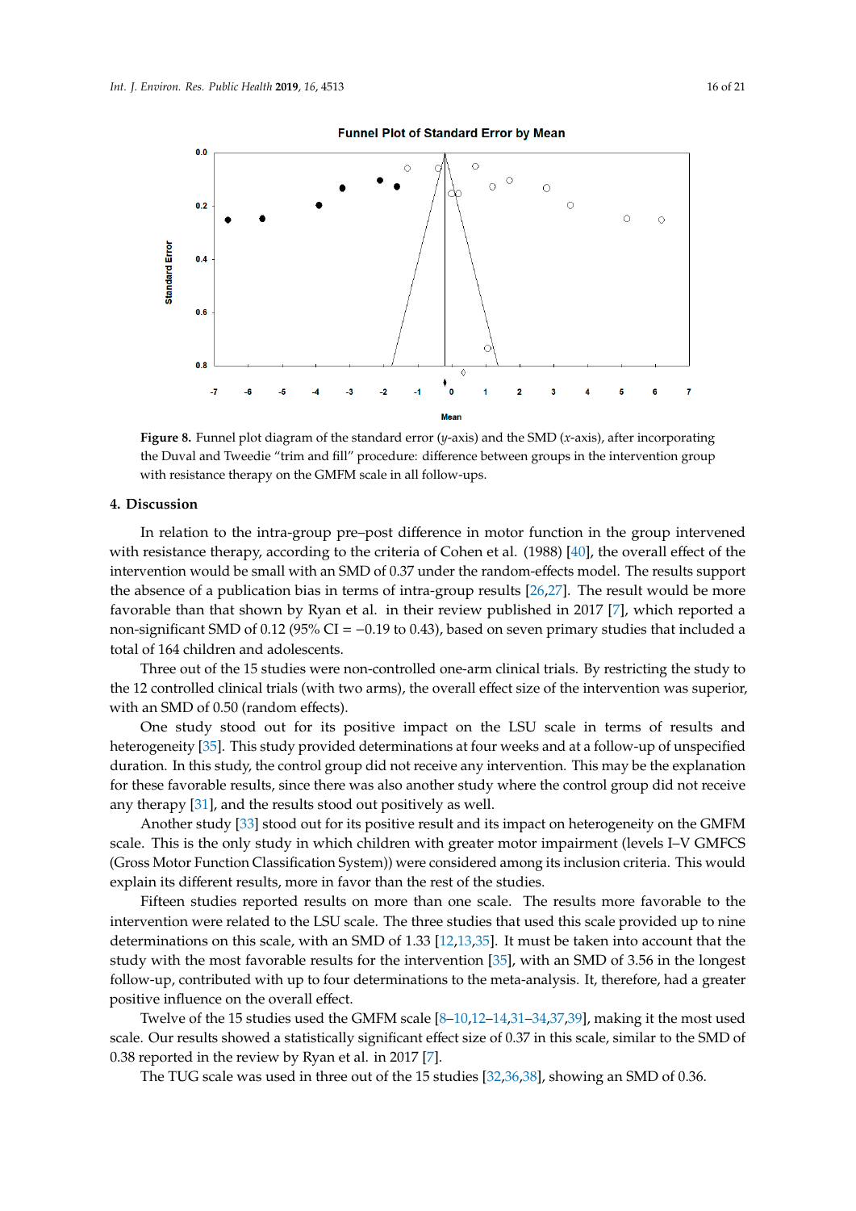Funnel Plot of Standard Error by Mean

Standard Error

0.0
0.2
0.4
0.6
0.8

-7 -6 -5 -4 -3 -2 -1 0 1 2 3 4 5 6 7

Mean

**Figure 8.** Funnel plot diagram of the standard error (*y*-axis) and the SMD (*x*-axis), after incorporating the Duval and Tweedie "trim and fill" procedure: difference between groups in the intervention group with resistance therapy on the GMFM scale in all follow-ups.

## 4. Discussion

In relation to the intra-group pre–post difference in motor function in the group intervened with resistance therapy, according to the criteria of Cohen et al. (1988) [40], the overall effect of the intervention would be small with an SMD of 0.37 under the random-effects model. The results support the absence of a publication bias in terms of intra-group results [26,27]. The result would be more favorable than that shown by Ryan et al. in their review published in 2017 [7], which reported a non-significant SMD of 0.12 (95% CI = −0.19 to 0.43), based on seven primary studies that included a total of 164 children and adolescents.

Three out of the 15 studies were non-controlled one-arm clinical trials. By restricting the study to the 12 controlled clinical trials (with two arms), the overall effect size of the intervention was superior, with an SMD of 0.50 (random effects).

One study stood out for its positive impact on the LSU scale in terms of results and heterogeneity [35]. This study provided determinations at four weeks and at a follow-up of unspecified duration. In this study, the control group did not receive any intervention. This may be the explanation for these favorable results, since there was also another study where the control group did not receive any therapy [31], and the results stood out positively as well.

Another study [33] stood out for its positive result and its impact on heterogeneity on the GMFM scale. This is the only study in which children with greater motor impairment (levels I–V GMFCS (Gross Motor Function Classification System)) were considered among its inclusion criteria. This would explain its different results, more in favor than the rest of the studies.

Fifteen studies reported results on more than one scale. The results more favorable to the intervention were related to the LSU scale. The three studies that used this scale provided up to nine determinations on this scale, with an SMD of 1.33 [12,13,35]. It must be taken into account that the study with the most favorable results for the intervention [35], with an SMD of 3.56 in the longest follow-up, contributed with up to four determinations to the meta-analysis. It, therefore, had a greater positive influence on the overall effect.

Twelve of the 15 studies used the GMFM scale [8–10,12–14,31–34,37,39], making it the most used scale. Our results showed a statistically significant effect size of 0.37 in this scale, similar to the SMD of 0.38 reported in the review by Ryan et al. in 2017 [7].

The TUG scale was used in three out of the 15 studies [32,36,38], showing an SMD of 0.36.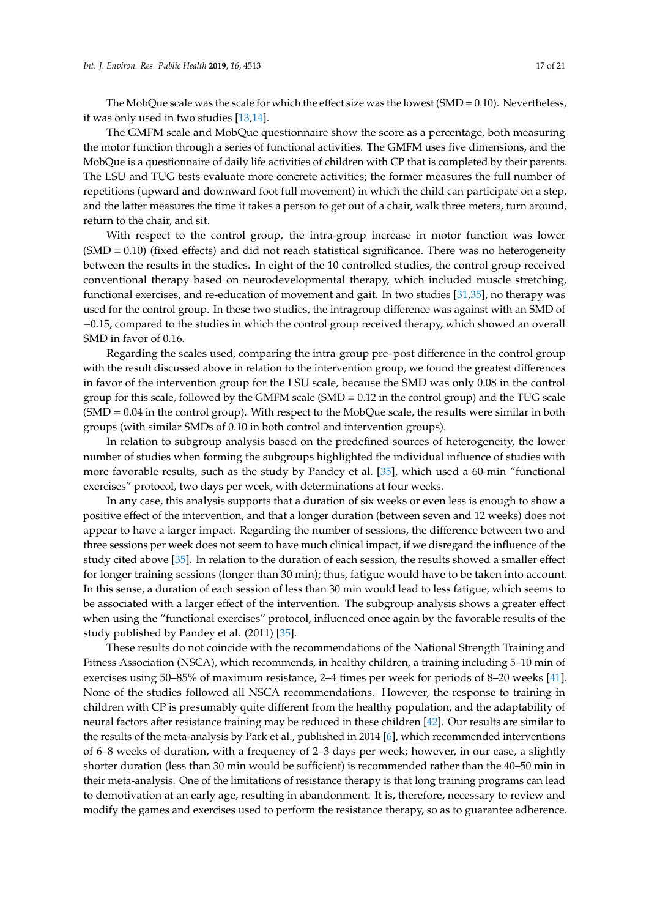The MobQue scale was the scale for which the effect size was the lowest (SMD = 0.10). Nevertheless, it was only used in two studies [13,14].

The GMFM scale and MobQue questionnaire show the score as a percentage, both measuring the motor function through a series of functional activities. The GMFM uses five dimensions, and the MobQue is a questionnaire of daily life activities of children with CP that is completed by their parents. The LSU and TUG tests evaluate more concrete activities; the former measures the full number of repetitions (upward and downward foot full movement) in which the child can participate on a step, and the latter measures the time it takes a person to get out of a chair, walk three meters, turn around, return to the chair, and sit.

With respect to the control group, the intra-group increase in motor function was lower (SMD = 0.10) (fixed effects) and did not reach statistical significance. There was no heterogeneity between the results in the studies. In eight of the 10 controlled studies, the control group received conventional therapy based on neurodevelopmental therapy, which included muscle stretching, functional exercises, and re-education of movement and gait. In two studies [31,35], no therapy was used for the control group. In these two studies, the intragroup difference was against with an SMD of −0.15, compared to the studies in which the control group received therapy, which showed an overall SMD in favor of 0.16.

Regarding the scales used, comparing the intra-group pre–post difference in the control group with the result discussed above in relation to the intervention group, we found the greatest differences in favor of the intervention group for the LSU scale, because the SMD was only 0.08 in the control group for this scale, followed by the GMFM scale (SMD = 0.12 in the control group) and the TUG scale (SMD = 0.04 in the control group). With respect to the MobQue scale, the results were similar in both groups (with similar SMDs of 0.10 in both control and intervention groups).

In relation to subgroup analysis based on the predefined sources of heterogeneity, the lower number of studies when forming the subgroups highlighted the individual influence of studies with more favorable results, such as the study by Pandey et al. [35], which used a 60-min "functional exercises" protocol, two days per week, with determinations at four weeks.

In any case, this analysis supports that a duration of six weeks or even less is enough to show a positive effect of the intervention, and that a longer duration (between seven and 12 weeks) does not appear to have a larger impact. Regarding the number of sessions, the difference between two and three sessions per week does not seem to have much clinical impact, if we disregard the influence of the study cited above [35]. In relation to the duration of each session, the results showed a smaller effect for longer training sessions (longer than 30 min); thus, fatigue would have to be taken into account. In this sense, a duration of each session of less than 30 min would lead to less fatigue, which seems to be associated with a larger effect of the intervention. The subgroup analysis shows a greater effect when using the "functional exercises" protocol, influenced once again by the favorable results of the study published by Pandey et al. (2011) [35].

These results do not coincide with the recommendations of the National Strength Training and Fitness Association (NSCA), which recommends, in healthy children, a training including 5–10 min of exercises using 50–85% of maximum resistance, 2–4 times per week for periods of 8–20 weeks [41]. None of the studies followed all NSCA recommendations. However, the response to training in children with CP is presumably quite different from the healthy population, and the adaptability of neural factors after resistance training may be reduced in these children [42]. Our results are similar to the results of the meta-analysis by Park et al., published in 2014 [6], which recommended interventions of 6–8 weeks of duration, with a frequency of 2–3 days per week; however, in our case, a slightly shorter duration (less than 30 min would be sufficient) is recommended rather than the 40–50 min in their meta-analysis. One of the limitations of resistance therapy is that long training programs can lead to demotivation at an early age, resulting in abandonment. It is, therefore, necessary to review and modify the games and exercises used to perform the resistance therapy, so as to guarantee adherence.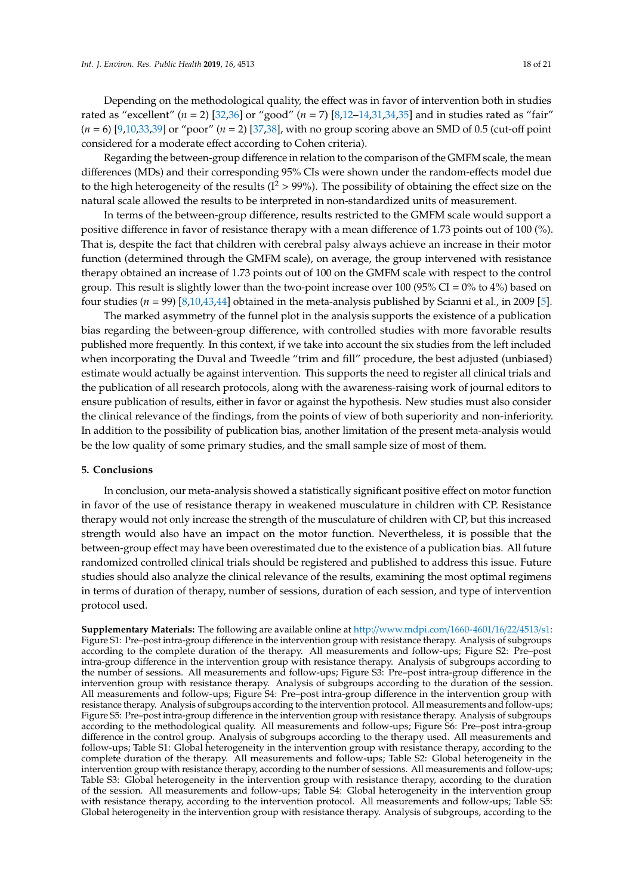Depending on the methodological quality, the effect was in favor of intervention both in studies rated as "excellent" (*n* = 2) [32,36] or "good" (*n* = 7) [8,12–14,31,34,35] and in studies rated as "fair" (*n* = 6) [9,10,33,39] or "poor" (*n* = 2) [37,38], with no group scoring above an SMD of 0.5 (cut-off point considered for a moderate effect according to Cohen criteria).

Regarding the between-group difference in relation to the comparison of the GMFM scale, the mean differences (MDs) and their corresponding 95% CIs were shown under the random-effects model due to the high heterogeneity of the results ($I^2 > 99\%$). The possibility of obtaining the effect size on the natural scale allowed the results to be interpreted in non-standardized units of measurement.

In terms of the between-group difference, results restricted to the GMFM scale would support a positive difference in favor of resistance therapy with a mean difference of 1.73 points out of 100 (%). That is, despite the fact that children with cerebral palsy always achieve an increase in their motor function (determined through the GMFM scale), on average, the group intervened with resistance therapy obtained an increase of 1.73 points out of 100 on the GMFM scale with respect to the control group. This result is slightly lower than the two-point increase over 100 (95% CI = 0% to 4%) based on four studies (*n* = 99) [8,10,43,44] obtained in the meta-analysis published by Scianni et al., in 2009 [5].

The marked asymmetry of the funnel plot in the analysis supports the existence of a publication bias regarding the between-group difference, with controlled studies with more favorable results published more frequently. In this context, if we take into account the six studies from the left included when incorporating the Duval and Tweedle "trim and fill" procedure, the best adjusted (unbiased) estimate would actually be against intervention. This supports the need to register all clinical trials and the publication of all research protocols, along with the awareness-raising work of journal editors to ensure publication of results, either in favor or against the hypothesis. New studies must also consider the clinical relevance of the findings, from the points of view of both superiority and non-inferiority. In addition to the possibility of publication bias, another limitation of the present meta-analysis would be the low quality of some primary studies, and the small sample size of most of them.

## 5. Conclusions

In conclusion, our meta-analysis showed a statistically significant positive effect on motor function in favor of the use of resistance therapy in weakened musculature in children with CP. Resistance therapy would not only increase the strength of the musculature of children with CP, but this increased strength would also have an impact on the motor function. Nevertheless, it is possible that the between-group effect may have been overestimated due to the existence of a publication bias. All future randomized controlled clinical trials should be registered and published to address this issue. Future studies should also analyze the clinical relevance of the results, examining the most optimal regimens in terms of duration of therapy, number of sessions, duration of each session, and type of intervention protocol used.

**Supplementary Materials:** The following are available online at http://www.mdpi.com/1660-4601/16/22/4513/s1: Figure S1: Pre–post intra-group difference in the intervention group with resistance therapy. Analysis of subgroups according to the complete duration of the therapy. All measurements and follow-ups; Figure S2: Pre–post intra-group difference in the intervention group with resistance therapy. Analysis of subgroups according to the number of sessions. All measurements and follow-ups; Figure S3: Pre–post intra-group difference in the intervention group with resistance therapy. Analysis of subgroups according to the duration of the session. All measurements and follow-ups; Figure S4: Pre–post intra-group difference in the intervention group with resistance therapy. Analysis of subgroups according to the intervention protocol. All measurements and follow-ups; Figure S5: Pre–post intra-group difference in the intervention group with resistance therapy. Analysis of subgroups according to the methodological quality. All measurements and follow-ups; Figure S6: Pre–post intra-group difference in the control group. Analysis of subgroups according to the therapy used. All measurements and follow-ups; Table S1: Global heterogeneity in the intervention group with resistance therapy, according to the complete duration of the therapy. All measurements and follow-ups; Table S2: Global heterogeneity in the intervention group with resistance therapy, according to the number of sessions. All measurements and follow-ups; Table S3: Global heterogeneity in the intervention group with resistance therapy, according to the duration of the session. All measurements and follow-ups; Table S4: Global heterogeneity in the intervention group with resistance therapy, according to the intervention protocol. All measurements and follow-ups; Table S5: Global heterogeneity in the intervention group with resistance therapy. Analysis of subgroups, according to the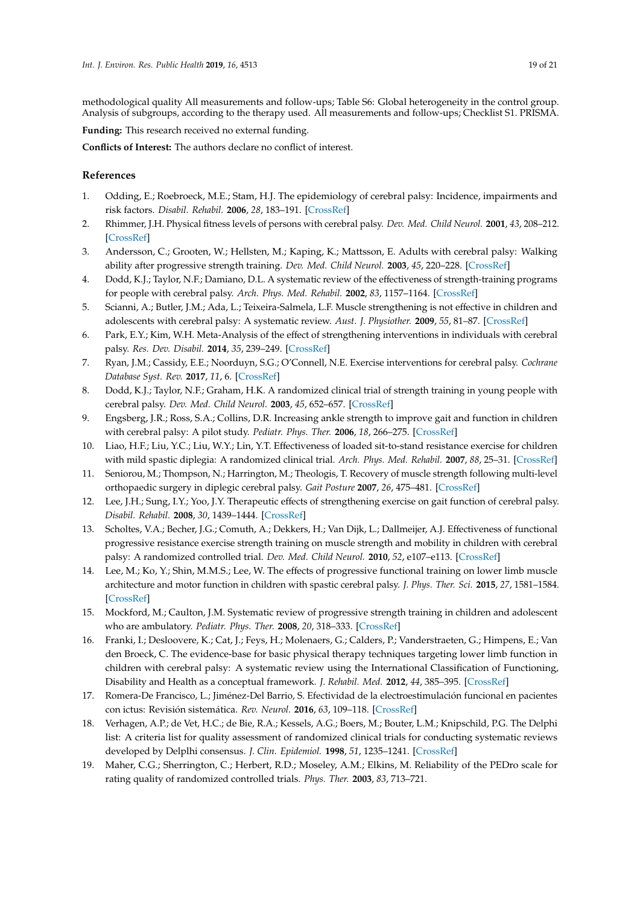methodological quality All measurements and follow-ups; Table S6: Global heterogeneity in the control group. Analysis of subgroups, according to the therapy used. All measurements and follow-ups; Checklist S1. PRISMA.

**Funding:** This research received no external funding.

**Conflicts of Interest:** The authors declare no conflict of interest.

## References

1. Odding, E.; Roebroeck, M.E.; Stam, H.J. The epidemiology of cerebral palsy: Incidence, impairments and risk factors. *Disabil. Rehabil.* **2006**, *28*, 183–191. [CrossRef]
2. Rhimmer, J.H. Physical fitness levels of persons with cerebral palsy. *Dev. Med. Child Neurol.* **2001**, *43*, 208–212. [CrossRef]
3. Andersson, C.; Grooten, W.; Hellsten, M.; Kaping, K.; Mattsson, E. Adults with cerebral palsy: Walking ability after progressive strength training. *Dev. Med. Child Neurol.* **2003**, *45*, 220–228. [CrossRef]
4. Dodd, K.J.; Taylor, N.F.; Damiano, D.L. A systematic review of the effectiveness of strength-training programs for people with cerebral palsy. *Arch. Phys. Med. Rehabil.* **2002**, *83*, 1157–1164. [CrossRef]
5. Scianni, A.; Butler, J.M.; Ada, L.; Teixeira-Salmela, L.F. Muscle strengthening is not effective in children and adolescents with cerebral palsy: A systematic review. *Aust. J. Physiother.* **2009**, *55*, 81–87. [CrossRef]
6. Park, E.Y.; Kim, W.H. Meta-Analysis of the effect of strengthening interventions in individuals with cerebral palsy. *Res. Dev. Disabil.* **2014**, *35*, 239–249. [CrossRef]
7. Ryan, J.M.; Cassidy, E.E.; Noorduyn, S.G.; O'Connell, N.E. Exercise interventions for cerebral palsy. *Cochrane Database Syst. Rev.* **2017**, *11*, 6. [CrossRef]
8. Dodd, K.J.; Taylor, N.F.; Graham, H.K. A randomized clinical trial of strength training in young people with cerebral palsy. *Dev. Med. Child Neurol.* **2003**, *45*, 652–657. [CrossRef]
9. Engsberg, J.R.; Ross, S.A.; Collins, D.R. Increasing ankle strength to improve gait and function in children with cerebral palsy: A pilot study. *Pediatr. Phys. Ther.* **2006**, *18*, 266–275. [CrossRef]
10. Liao, H.F.; Liu, Y.C.; Liu, W.Y.; Lin, Y.T. Effectiveness of loaded sit-to-stand resistance exercise for children with mild spastic diplegia: A randomized clinical trial. *Arch. Phys. Med. Rehabil.* **2007**, *88*, 25–31. [CrossRef]
11. Seniorou, M.; Thompson, N.; Harrington, M.; Theologis, T. Recovery of muscle strength following multi-level orthopaedic surgery in diplegic cerebral palsy. *Gait Posture* **2007**, *26*, 475–481. [CrossRef]
12. Lee, J.H.; Sung, I.Y.; Yoo, J.Y. Therapeutic effects of strengthening exercise on gait function of cerebral palsy. *Disabil. Rehabil.* **2008**, *30*, 1439–1444. [CrossRef]
13. Scholtes, V.A.; Becher, J.G.; Comuth, A.; Dekkers, H.; Van Dijk, L.; Dallmeijer, A.J. Effectiveness of functional progressive resistance exercise strength training on muscle strength and mobility in children with cerebral palsy: A randomized controlled trial. *Dev. Med. Child Neurol.* **2010**, *52*, e107–e113. [CrossRef]
14. Lee, M.; Ko, Y.; Shin, M.M.S.; Lee, W. The effects of progressive functional training on lower limb muscle architecture and motor function in children with spastic cerebral palsy. *J. Phys. Ther. Sci.* **2015**, *27*, 1581–1584. [CrossRef]
15. Mockford, M.; Caulton, J.M. Systematic review of progressive strength training in children and adolescent who are ambulatory. *Pediatr. Phys. Ther.* **2008**, *20*, 318–333. [CrossRef]
16. Franki, I.; Desloovere, K.; Cat, J.; Feys, H.; Molenaers, G.; Calders, P.; Vanderstraeten, G.; Himpens, E.; Van den Broeck, C. The evidence-base for basic physical therapy techniques targeting lower limb function in children with cerebral palsy: A systematic review using the International Classification of Functioning, Disability and Health as a conceptual framework. *J. Rehabil. Med.* **2012**, *44*, 385–395. [CrossRef]
17. Romera-De Francisco, L.; Jiménez-Del Barrio, S. Efectividad de la electroestimulación funcional en pacientes con ictus: Revisión sistemática. *Rev. Neurol.* **2016**, *63*, 109–118. [CrossRef]
18. Verhagen, A.P.; de Vet, H.C.; de Bie, R.A.; Kessels, A.G.; Boers, M.; Bouter, L.M.; Knipschild, P.G. The Delphi list: A criteria list for quality assessment of randomized clinical trials for conducting systematic reviews developed by Delplhi consensus. *J. Clin. Epidemiol.* **1998**, *51*, 1235–1241. [CrossRef]
19. Maher, C.G.; Sherrington, C.; Herbert, R.D.; Moseley, A.M.; Elkins, M. Reliability of the PEDro scale for rating quality of randomized controlled trials. *Phys. Ther.* **2003**, *83*, 713–721.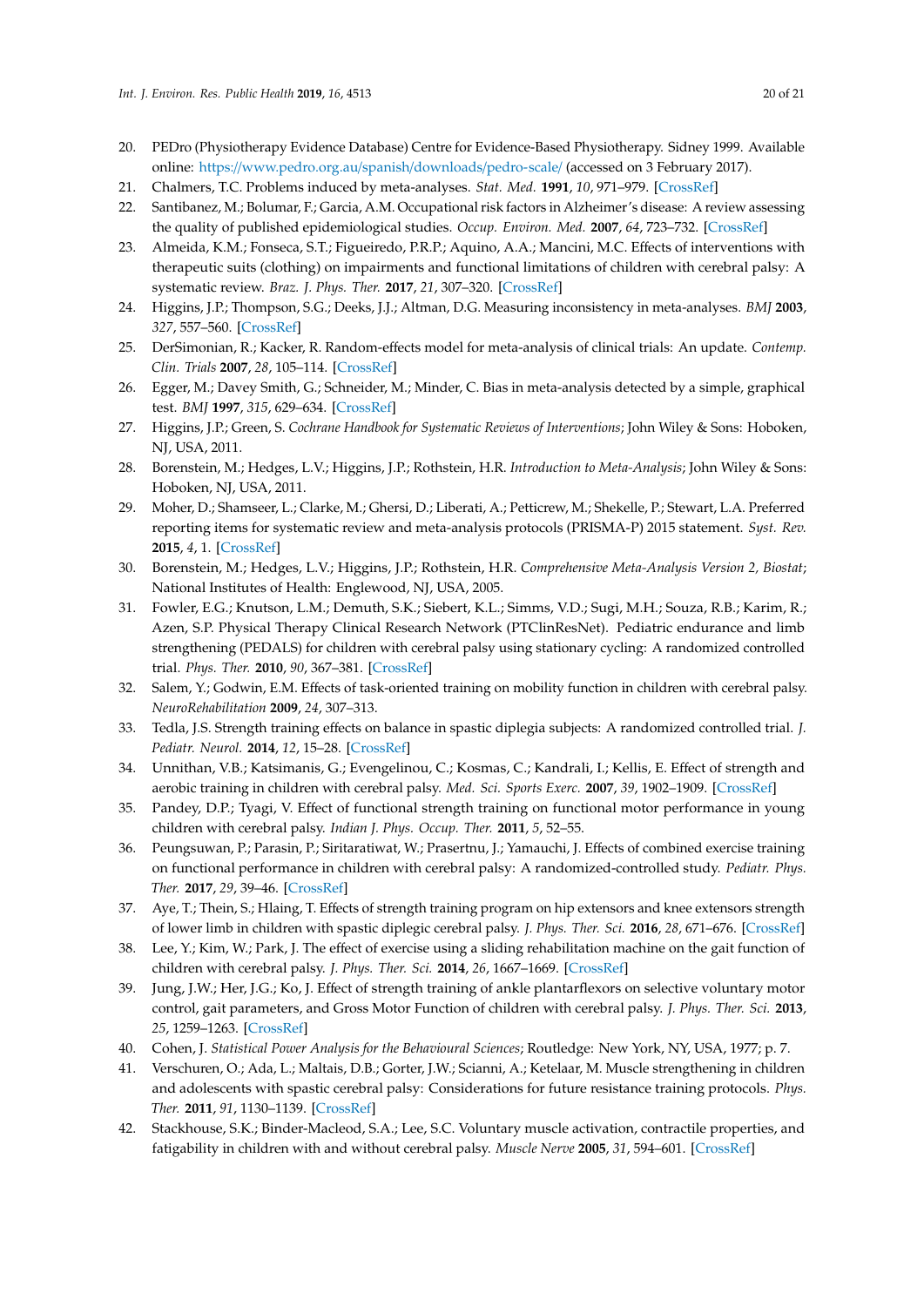20. PEDro (Physiotherapy Evidence Database) Centre for Evidence-Based Physiotherapy. Sidney 1999. Available online: https://www.pedro.org.au/spanish/downloads/pedro-scale/ (accessed on 3 February 2017).
21. Chalmers, T.C. Problems induced by meta-analyses. *Stat. Med.* **1991**, *10*, 971–979. [CrossRef]
22. Santibanez, M.; Bolumar, F.; Garcia, A.M. Occupational risk factors in Alzheimer's disease: A review assessing the quality of published epidemiological studies. *Occup. Environ. Med.* **2007**, *64*, 723–732. [CrossRef]
23. Almeida, K.M.; Fonseca, S.T.; Figueiredo, P.R.P.; Aquino, A.A.; Mancini, M.C. Effects of interventions with therapeutic suits (clothing) on impairments and functional limitations of children with cerebral palsy: A systematic review. *Braz. J. Phys. Ther.* **2017**, *21*, 307–320. [CrossRef]
24. Higgins, J.P.; Thompson, S.G.; Deeks, J.J.; Altman, D.G. Measuring inconsistency in meta-analyses. *BMJ* **2003**, *327*, 557–560. [CrossRef]
25. DerSimonian, R.; Kacker, R. Random-effects model for meta-analysis of clinical trials: An update. *Contemp. Clin. Trials* **2007**, *28*, 105–114. [CrossRef]
26. Egger, M.; Davey Smith, G.; Schneider, M.; Minder, C. Bias in meta-analysis detected by a simple, graphical test. *BMJ* **1997**, *315*, 629–634. [CrossRef]
27. Higgins, J.P.; Green, S. *Cochrane Handbook for Systematic Reviews of Interventions*; John Wiley & Sons: Hoboken, NJ, USA, 2011.
28. Borenstein, M.; Hedges, L.V.; Higgins, J.P.; Rothstein, H.R. *Introduction to Meta-Analysis*; John Wiley & Sons: Hoboken, NJ, USA, 2011.
29. Moher, D.; Shamseer, L.; Clarke, M.; Ghersi, D.; Liberati, A.; Petticrew, M.; Shekelle, P.; Stewart, L.A. Preferred reporting items for systematic review and meta-analysis protocols (PRISMA-P) 2015 statement. *Syst. Rev.* **2015**, *4*, 1. [CrossRef]
30. Borenstein, M.; Hedges, L.V.; Higgins, J.P.; Rothstein, H.R. *Comprehensive Meta-Analysis Version 2, Biostat*; National Institutes of Health: Englewood, NJ, USA, 2005.
31. Fowler, E.G.; Knutson, L.M.; Demuth, S.K.; Siebert, K.L.; Simms, V.D.; Sugi, M.H.; Souza, R.B.; Karim, R.; Azen, S.P. Physical Therapy Clinical Research Network (PTClinResNet). Pediatric endurance and limb strengthening (PEDALS) for children with cerebral palsy using stationary cycling: A randomized controlled trial. *Phys. Ther.* **2010**, *90*, 367–381. [CrossRef]
32. Salem, Y.; Godwin, E.M. Effects of task-oriented training on mobility function in children with cerebral palsy. *NeuroRehabilitation* **2009**, *24*, 307–313.
33. Tedla, J.S. Strength training effects on balance in spastic diplegia subjects: A randomized controlled trial. *J. Pediatr. Neurol.* **2014**, *12*, 15–28. [CrossRef]
34. Unnithan, V.B.; Katsimanis, G.; Evengelinou, C.; Kosmas, C.; Kandrali, I.; Kellis, E. Effect of strength and aerobic training in children with cerebral palsy. *Med. Sci. Sports Exerc.* **2007**, *39*, 1902–1909. [CrossRef]
35. Pandey, D.P.; Tyagi, V. Effect of functional strength training on functional motor performance in young children with cerebral palsy. *Indian J. Phys. Occup. Ther.* **2011**, *5*, 52–55.
36. Peungsuwan, P.; Parasin, P.; Siritaratiwat, W.; Prasertnu, J.; Yamauchi, J. Effects of combined exercise training on functional performance in children with cerebral palsy: A randomized-controlled study. *Pediatr. Phys. Ther.* **2017**, *29*, 39–46. [CrossRef]
37. Aye, T.; Thein, S.; Hlaing, T. Effects of strength training program on hip extensors and knee extensors strength of lower limb in children with spastic diplegic cerebral palsy. *J. Phys. Ther. Sci.* **2016**, *28*, 671–676. [CrossRef]
38. Lee, Y.; Kim, W.; Park, J. The effect of exercise using a sliding rehabilitation machine on the gait function of children with cerebral palsy. *J. Phys. Ther. Sci.* **2014**, *26*, 1667–1669. [CrossRef]
39. Jung, J.W.; Her, J.G.; Ko, J. Effect of strength training of ankle plantarflexors on selective voluntary motor control, gait parameters, and Gross Motor Function of children with cerebral palsy. *J. Phys. Ther. Sci.* **2013**, *25*, 1259–1263. [CrossRef]
40. Cohen, J. *Statistical Power Analysis for the Behavioural Sciences*; Routledge: New York, NY, USA, 1977; p. 7.
41. Verschuren, O.; Ada, L.; Maltais, D.B.; Gorter, J.W.; Scianni, A.; Ketelaar, M. Muscle strengthening in children and adolescents with spastic cerebral palsy: Considerations for future resistance training protocols. *Phys. Ther.* **2011**, *91*, 1130–1139. [CrossRef]
42. Stackhouse, S.K.; Binder-Macleod, S.A.; Lee, S.C. Voluntary muscle activation, contractile properties, and fatigability in children with and without cerebral palsy. *Muscle Nerve* **2005**, *31*, 594–601. [CrossRef]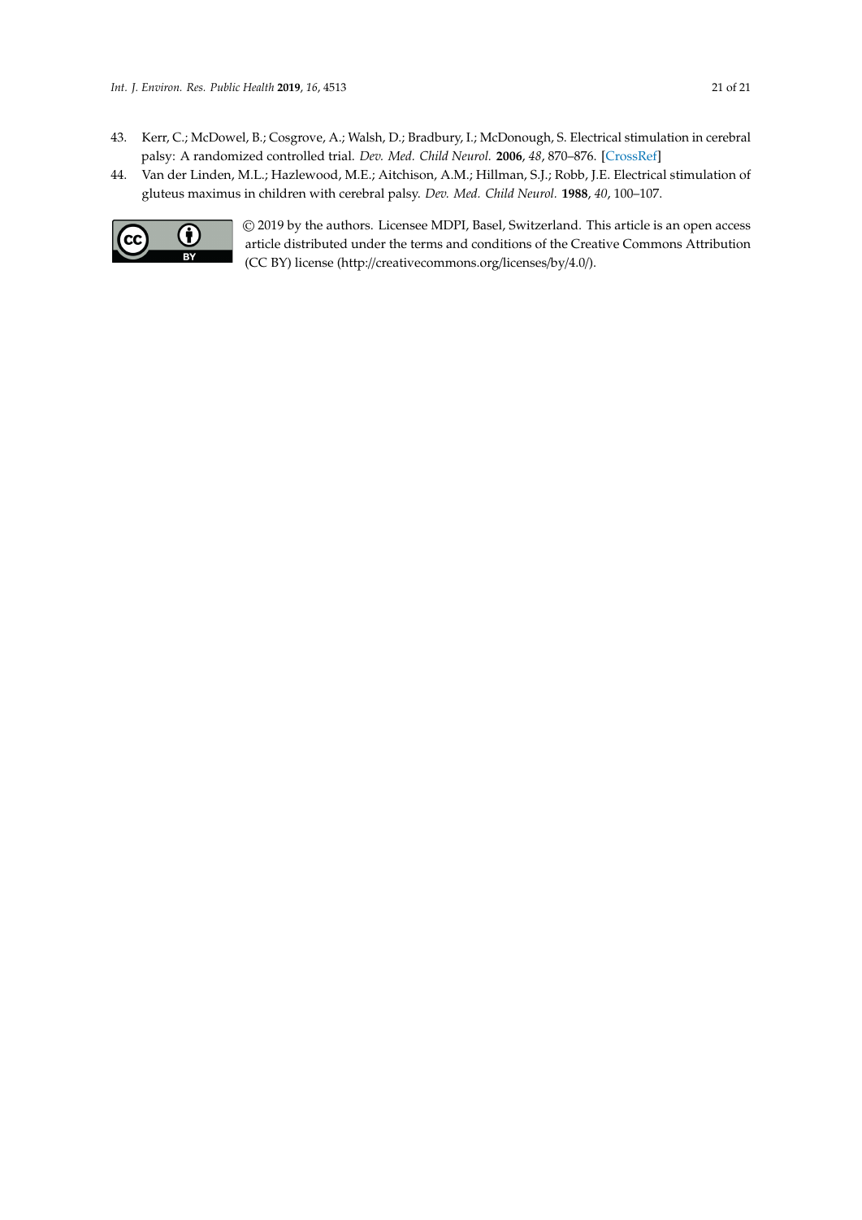43. Kerr, C.; McDowel, B.; Cosgrove, A.; Walsh, D.; Bradbury, I.; McDonough, S. Electrical stimulation in cerebral palsy: A randomized controlled trial. *Dev. Med. Child Neurol.* **2006**, *48*, 870–876. [CrossRef]
44. Van der Linden, M.L.; Hazlewood, M.E.; Aitchison, A.M.; Hillman, S.J.; Robb, J.E. Electrical stimulation of gluteus maximus in children with cerebral palsy. *Dev. Med. Child Neurol.* **1988**, *40*, 100–107.

© 2019 by the authors. Licensee MDPI, Basel, Switzerland. This article is an open access article distributed under the terms and conditions of the Creative Commons Attribution (CC BY) license (http://creativecommons.org/licenses/by/4.0/).